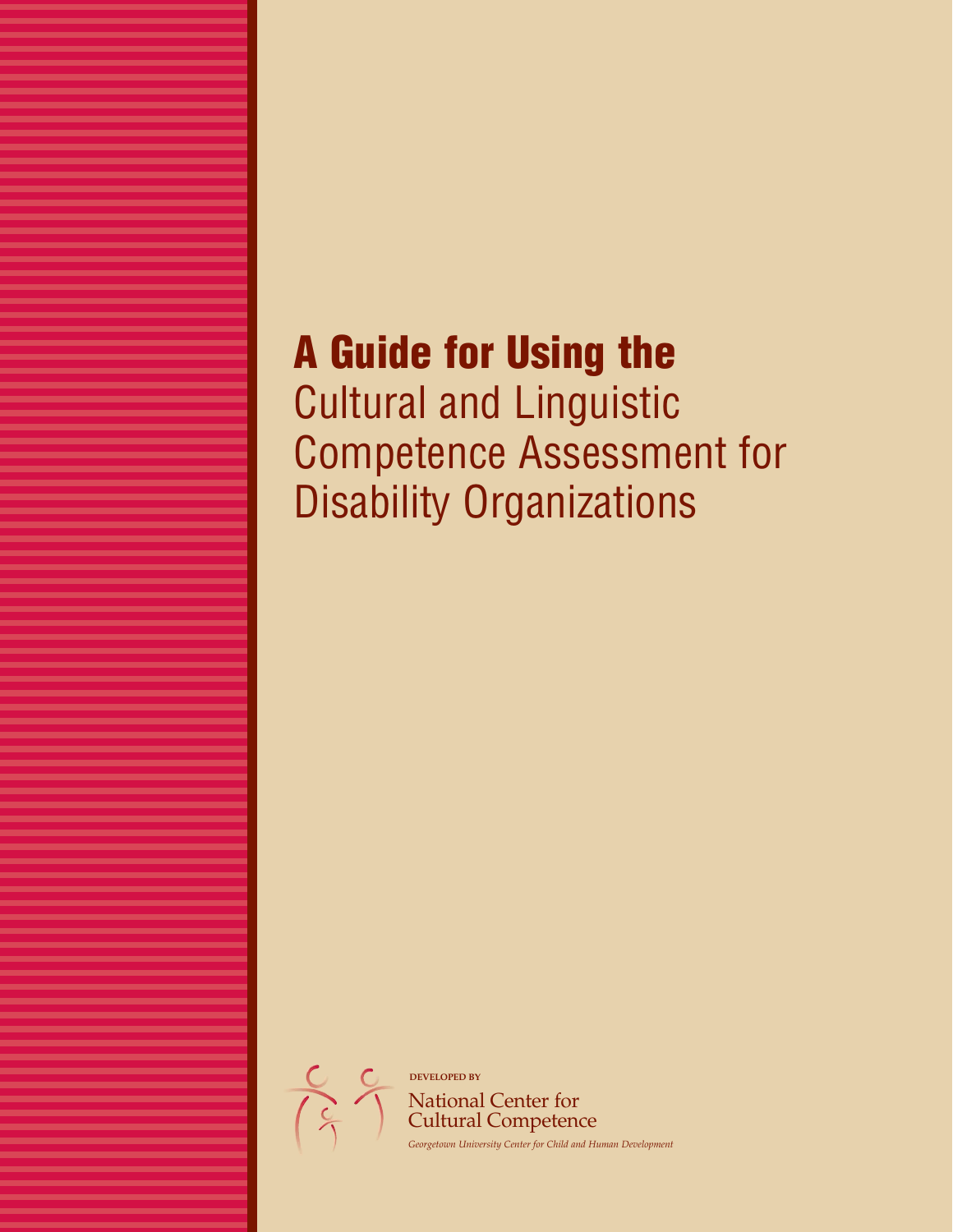# A Guide for Using the Cultural and Linguistic Competence Assessment for Disability Organizations

DEVELOPED BY

National Center for Cultural Competence

*Georgetown University Center for Child and Human Development*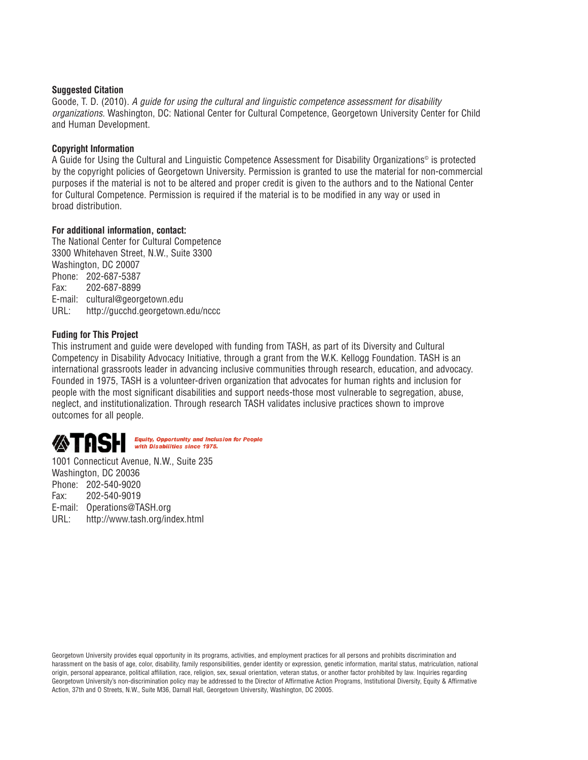**Suggested Citation**
Goode, T. D. (2010). *A guide for using the cultural and linguistic competence assessment for disability organizations.* Washington, DC: National Center for Cultural Competence, Georgetown University Center for Child and Human Development.

**Copyright Information**
A Guide for Using the Cultural and Linguistic Competence Assessment for Disability Organizations© is protected by the copyright policies of Georgetown University. Permission is granted to use the material for non-commercial purposes if the material is not to be altered and proper credit is given to the authors and to the National Center for Cultural Competence. Permission is required if the material is to be modified in any way or used in broad distribution.

**For additional information, contact:**
The National Center for Cultural Competence
3300 Whitehaven Street, N.W., Suite 3300
Washington, DC 20007
Phone: 202-687-5387
Fax: 202-687-8899
E-mail: cultural@georgetown.edu
URL: http://gucchd.georgetown.edu/nccc

**Fuding for This Project**
This instrument and guide were developed with funding from TASH, as part of its Diversity and Cultural Competency in Disability Advocacy Initiative, through a grant from the W.K. Kellogg Foundation. TASH is an international grassroots leader in advancing inclusive communities through research, education, and advocacy. Founded in 1975, TASH is a volunteer-driven organization that advocates for human rights and inclusion for people with the most significant disabilities and support needs-those most vulnerable to segregation, abuse, neglect, and institutionalization. Through research TASH validates inclusive practices shown to improve outcomes for all people.

**TASH** *Equity, Opportunity and Inclusion for People with Disabilities since 1975.*

1001 Connecticut Avenue, N.W., Suite 235
Washington, DC 20036
Phone: 202-540-9020
Fax: 202-540-9019
E-mail: Operations@TASH.org
URL: http://www.tash.org/index.html

Georgetown University provides equal opportunity in its programs, activities, and employment practices for all persons and prohibits discrimination and harassment on the basis of age, color, disability, family responsibilities, gender identity or expression, genetic information, marital status, matriculation, national origin, personal appearance, political affiliation, race, religion, sex, sexual orientation, veteran status, or another factor prohibited by law. Inquiries regarding Georgetown University's non-discrimination policy may be addressed to the Director of Affirmative Action Programs, Institutional Diversity, Equity & Affirmative Action, 37th and O Streets, N.W., Suite M36, Darnall Hall, Georgetown University, Washington, DC 20005.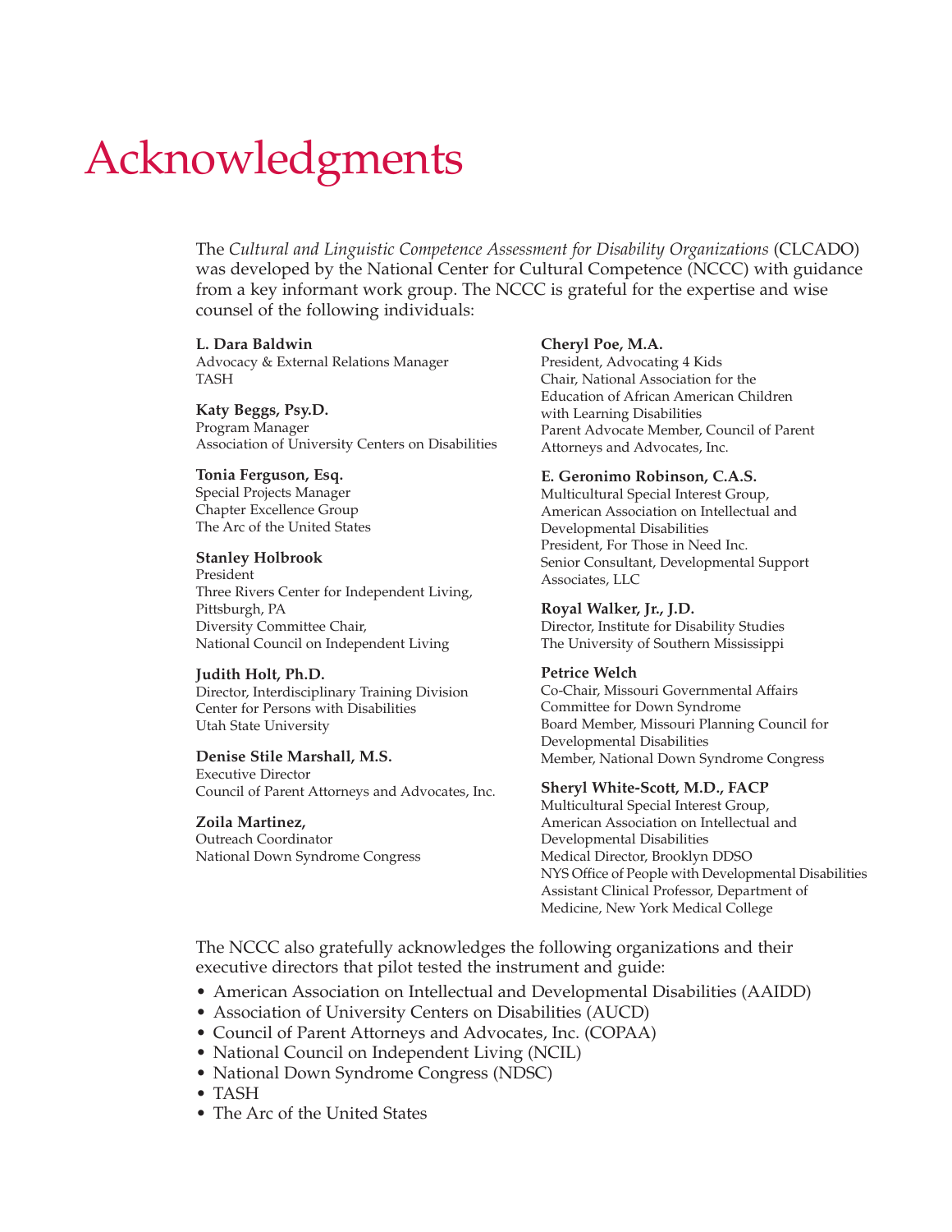# Acknowledgments

The *Cultural and Linguistic Competence Assessment for Disability Organizations* (CLCADO) was developed by the National Center for Cultural Competence (NCCC) with guidance from a key informant work group. The NCCC is grateful for the expertise and wise counsel of the following individuals:

**L. Dara Baldwin**
Advocacy & External Relations Manager
TASH

**Katy Beggs, Psy.D.**
Program Manager
Association of University Centers on Disabilities

**Tonia Ferguson, Esq.**
Special Projects Manager
Chapter Excellence Group
The Arc of the United States

**Stanley Holbrook**
President
Three Rivers Center for Independent Living, Pittsburgh, PA
Diversity Committee Chair,
National Council on Independent Living

**Judith Holt, Ph.D.**
Director, Interdisciplinary Training Division
Center for Persons with Disabilities
Utah State University

**Denise Stile Marshall, M.S.**
Executive Director
Council of Parent Attorneys and Advocates, Inc.

**Zoila Martinez,**
Outreach Coordinator
National Down Syndrome Congress

**Cheryl Poe, M.A.**
President, Advocating 4 Kids
Chair, National Association for the Education of African American Children with Learning Disabilities
Parent Advocate Member, Council of Parent Attorneys and Advocates, Inc.

**E. Geronimo Robinson, C.A.S.**
Multicultural Special Interest Group,
American Association on Intellectual and Developmental Disabilities
President, For Those in Need Inc.
Senior Consultant, Developmental Support Associates, LLC

**Royal Walker, Jr., J.D.**
Director, Institute for Disability Studies
The University of Southern Mississippi

**Petrice Welch**
Co-Chair, Missouri Governmental Affairs Committee for Down Syndrome
Board Member, Missouri Planning Council for Developmental Disabilities
Member, National Down Syndrome Congress

**Sheryl White-Scott, M.D., FACP**
Multicultural Special Interest Group,
American Association on Intellectual and Developmental Disabilities
Medical Director, Brooklyn DDSO
NYS Office of People with Developmental Disabilities
Assistant Clinical Professor, Department of Medicine, New York Medical College

The NCCC also gratefully acknowledges the following organizations and their executive directors that pilot tested the instrument and guide:

- American Association on Intellectual and Developmental Disabilities (AAIDD)
- Association of University Centers on Disabilities (AUCD)
- Council of Parent Attorneys and Advocates, Inc. (COPAA)
- National Council on Independent Living (NCIL)
- National Down Syndrome Congress (NDSC)
- TASH
- The Arc of the United States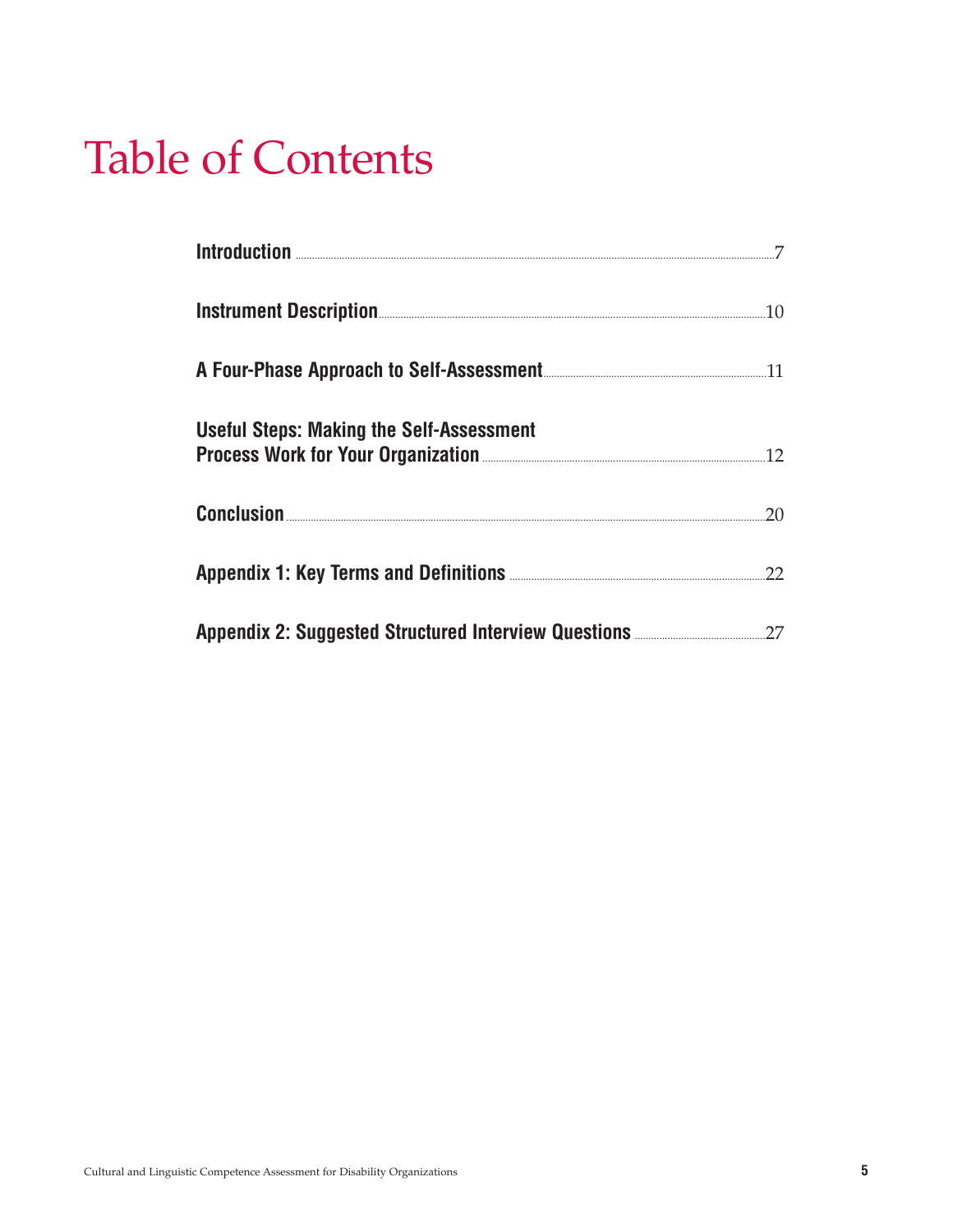# Table of Contents

**Introduction** ............ 7

**Instrument Description** ............ 10

**A Four-Phase Approach to Self-Assessment** ............ 11

**Useful Steps: Making the Self-Assessment Process Work for Your Organization** ............ 12

**Conclusion** ............ 20

**Appendix 1: Key Terms and Definitions** ............ 22

**Appendix 2: Suggested Structured Interview Questions** ............ 27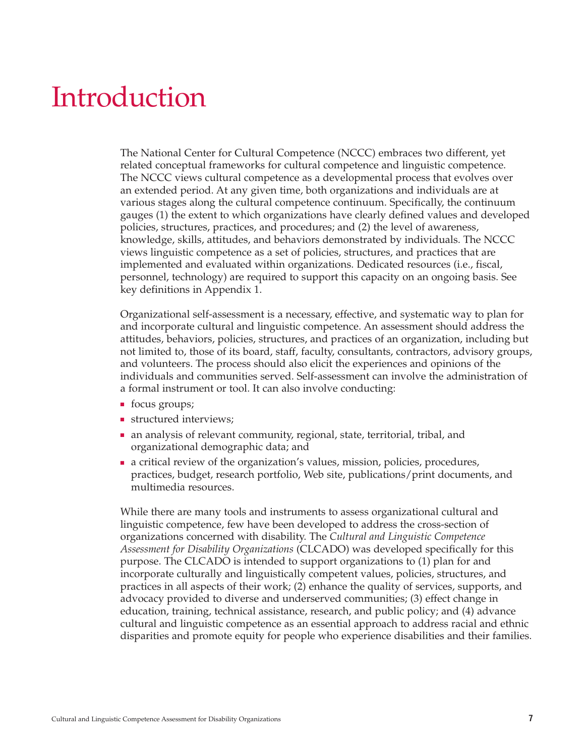# Introduction

The National Center for Cultural Competence (NCCC) embraces two different, yet related conceptual frameworks for cultural competence and linguistic competence. The NCCC views cultural competence as a developmental process that evolves over an extended period. At any given time, both organizations and individuals are at various stages along the cultural competence continuum. Specifically, the continuum gauges (1) the extent to which organizations have clearly defined values and developed policies, structures, practices, and procedures; and (2) the level of awareness, knowledge, skills, attitudes, and behaviors demonstrated by individuals. The NCCC views linguistic competence as a set of policies, structures, and practices that are implemented and evaluated within organizations. Dedicated resources (i.e., fiscal, personnel, technology) are required to support this capacity on an ongoing basis. See key definitions in Appendix 1.

Organizational self-assessment is a necessary, effective, and systematic way to plan for and incorporate cultural and linguistic competence. An assessment should address the attitudes, behaviors, policies, structures, and practices of an organization, including but not limited to, those of its board, staff, faculty, consultants, contractors, advisory groups, and volunteers. The process should also elicit the experiences and opinions of the individuals and communities served. Self-assessment can involve the administration of a formal instrument or tool. It can also involve conducting:

- focus groups;
- structured interviews;
- an analysis of relevant community, regional, state, territorial, tribal, and organizational demographic data; and
- a critical review of the organization's values, mission, policies, procedures, practices, budget, research portfolio, Web site, publications/print documents, and multimedia resources.

While there are many tools and instruments to assess organizational cultural and linguistic competence, few have been developed to address the cross-section of organizations concerned with disability. The *Cultural and Linguistic Competence Assessment for Disability Organizations* (CLCADO) was developed specifically for this purpose. The CLCADO is intended to support organizations to (1) plan for and incorporate culturally and linguistically competent values, policies, structures, and practices in all aspects of their work; (2) enhance the quality of services, supports, and advocacy provided to diverse and underserved communities; (3) effect change in education, training, technical assistance, research, and public policy; and (4) advance cultural and linguistic competence as an essential approach to address racial and ethnic disparities and promote equity for people who experience disabilities and their families.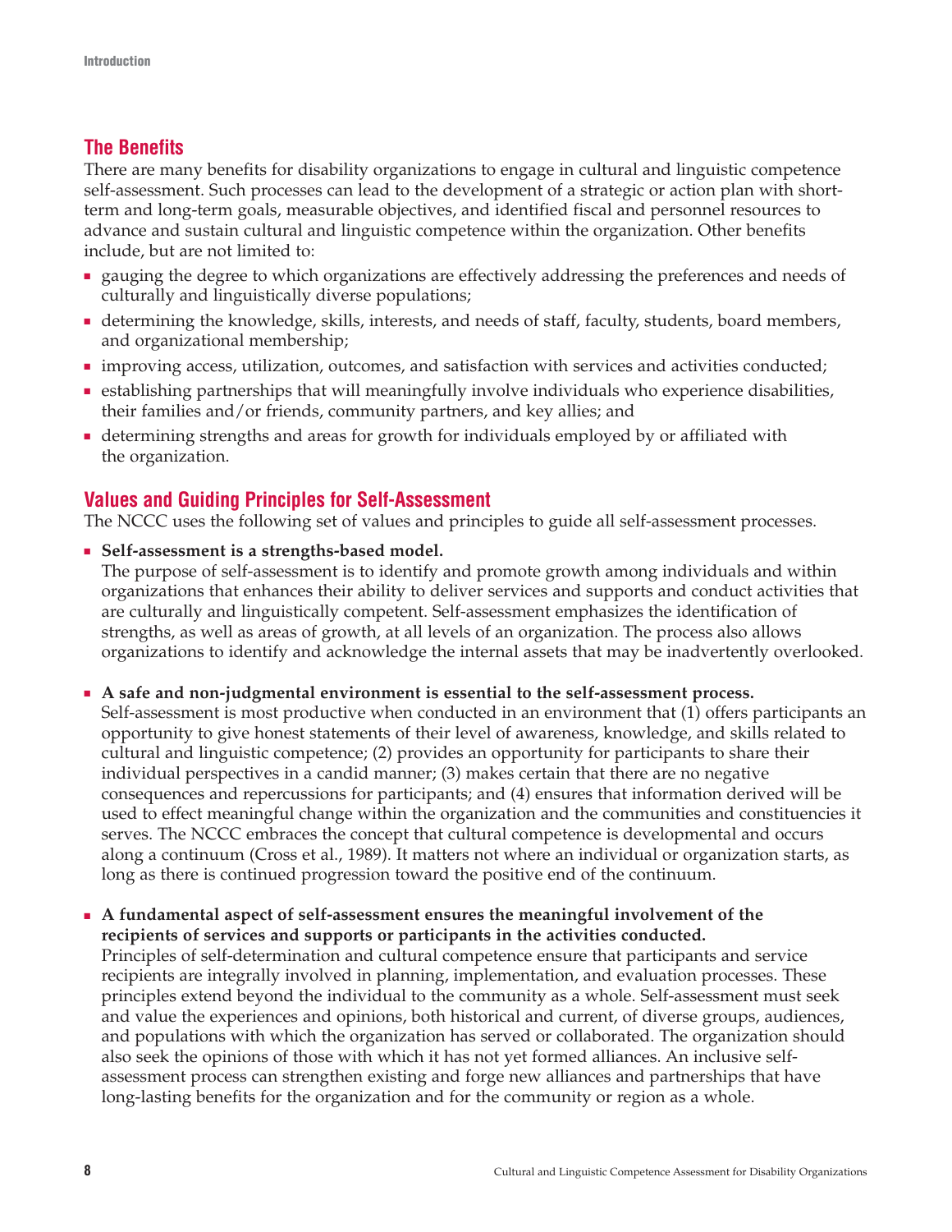## The Benefits

There are many benefits for disability organizations to engage in cultural and linguistic competence self-assessment. Such processes can lead to the development of a strategic or action plan with short-term and long-term goals, measurable objectives, and identified fiscal and personnel resources to advance and sustain cultural and linguistic competence within the organization. Other benefits include, but are not limited to:

- gauging the degree to which organizations are effectively addressing the preferences and needs of culturally and linguistically diverse populations;
- determining the knowledge, skills, interests, and needs of staff, faculty, students, board members, and organizational membership;
- improving access, utilization, outcomes, and satisfaction with services and activities conducted;
- establishing partnerships that will meaningfully involve individuals who experience disabilities, their families and/or friends, community partners, and key allies; and
- determining strengths and areas for growth for individuals employed by or affiliated with the organization.

## Values and Guiding Principles for Self-Assessment

The NCCC uses the following set of values and principles to guide all self-assessment processes.

- **Self-assessment is a strengths-based model.**
  The purpose of self-assessment is to identify and promote growth among individuals and within organizations that enhances their ability to deliver services and supports and conduct activities that are culturally and linguistically competent. Self-assessment emphasizes the identification of strengths, as well as areas of growth, at all levels of an organization. The process also allows organizations to identify and acknowledge the internal assets that may be inadvertently overlooked.

- **A safe and non-judgmental environment is essential to the self-assessment process.**
  Self-assessment is most productive when conducted in an environment that (1) offers participants an opportunity to give honest statements of their level of awareness, knowledge, and skills related to cultural and linguistic competence; (2) provides an opportunity for participants to share their individual perspectives in a candid manner; (3) makes certain that there are no negative consequences and repercussions for participants; and (4) ensures that information derived will be used to effect meaningful change within the organization and the communities and constituencies it serves. The NCCC embraces the concept that cultural competence is developmental and occurs along a continuum (Cross et al., 1989). It matters not where an individual or organization starts, as long as there is continued progression toward the positive end of the continuum.

- **A fundamental aspect of self-assessment ensures the meaningful involvement of the recipients of services and supports or participants in the activities conducted.**
  Principles of self-determination and cultural competence ensure that participants and service recipients are integrally involved in planning, implementation, and evaluation processes. These principles extend beyond the individual to the community as a whole. Self-assessment must seek and value the experiences and opinions, both historical and current, of diverse groups, audiences, and populations with which the organization has served or collaborated. The organization should also seek the opinions of those with which it has not yet formed alliances. An inclusive self-assessment process can strengthen existing and forge new alliances and partnerships that have long-lasting benefits for the organization and for the community or region as a whole.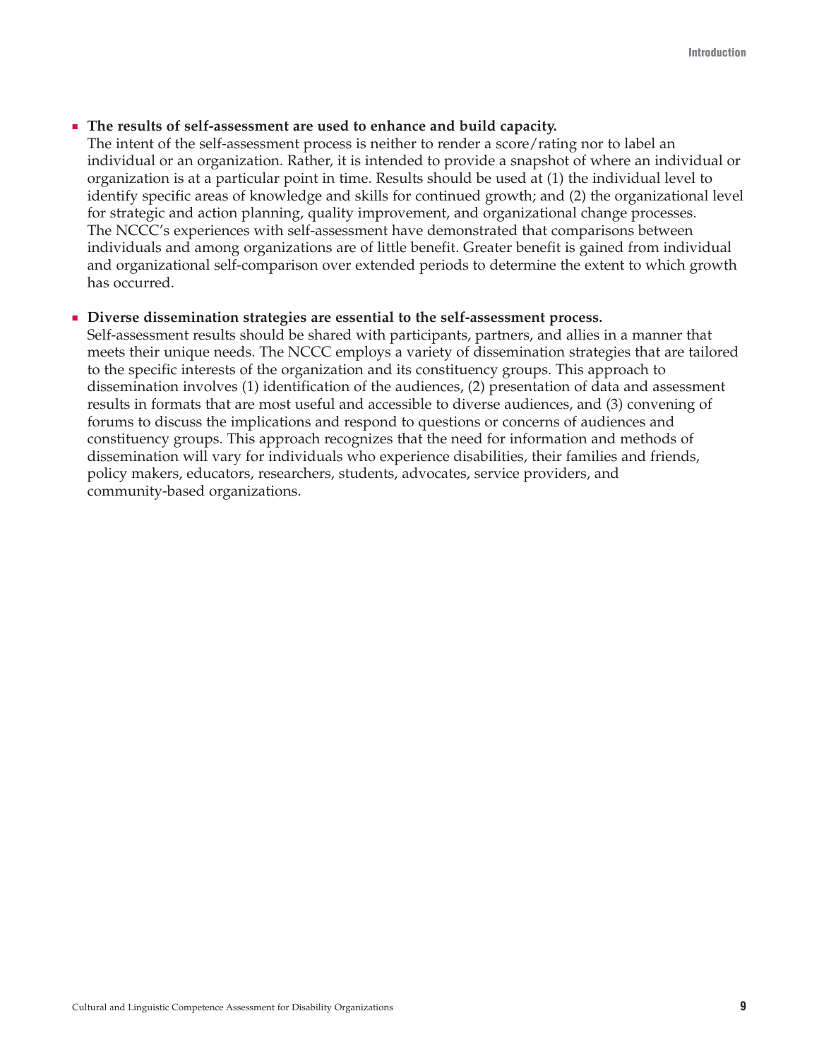- **The results of self-assessment are used to enhance and build capacity.**
  The intent of the self-assessment process is neither to render a score/rating nor to label an individual or an organization. Rather, it is intended to provide a snapshot of where an individual or organization is at a particular point in time. Results should be used at (1) the individual level to identify specific areas of knowledge and skills for continued growth; and (2) the organizational level for strategic and action planning, quality improvement, and organizational change processes. The NCCC's experiences with self-assessment have demonstrated that comparisons between individuals and among organizations are of little benefit. Greater benefit is gained from individual and organizational self-comparison over extended periods to determine the extent to which growth has occurred.

- **Diverse dissemination strategies are essential to the self-assessment process.**
  Self-assessment results should be shared with participants, partners, and allies in a manner that meets their unique needs. The NCCC employs a variety of dissemination strategies that are tailored to the specific interests of the organization and its constituency groups. This approach to dissemination involves (1) identification of the audiences, (2) presentation of data and assessment results in formats that are most useful and accessible to diverse audiences, and (3) convening of forums to discuss the implications and respond to questions or concerns of audiences and constituency groups. This approach recognizes that the need for information and methods of dissemination will vary for individuals who experience disabilities, their families and friends, policy makers, educators, researchers, students, advocates, service providers, and community-based organizations.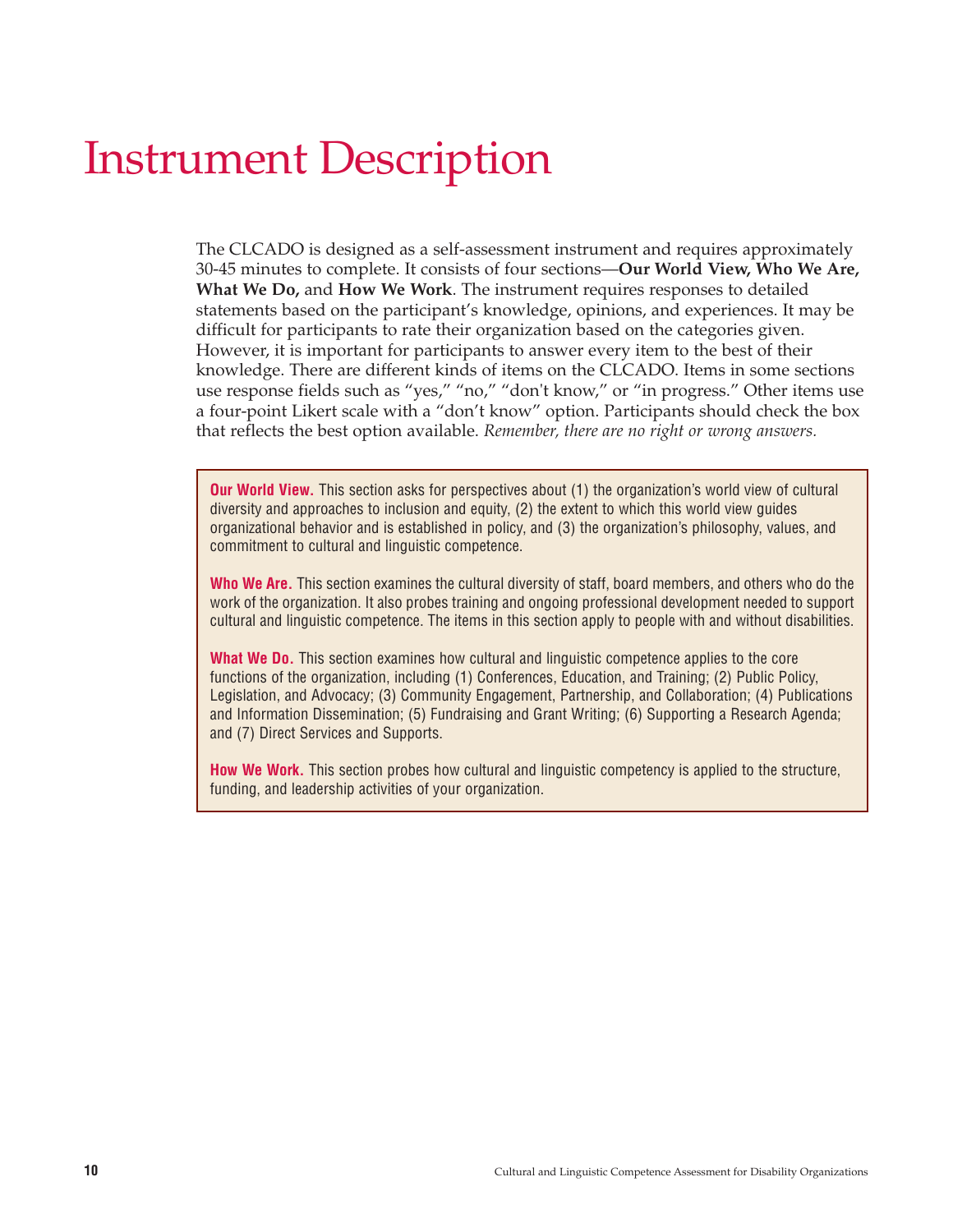# Instrument Description

The CLCADO is designed as a self-assessment instrument and requires approximately 30-45 minutes to complete. It consists of four sections—**Our World View, Who We Are, What We Do,** and **How We Work**. The instrument requires responses to detailed statements based on the participant's knowledge, opinions, and experiences. It may be difficult for participants to rate their organization based on the categories given. However, it is important for participants to answer every item to the best of their knowledge. There are different kinds of items on the CLCADO. Items in some sections use response fields such as "yes," "no," "don't know," or "in progress." Other items use a four-point Likert scale with a "don't know" option. Participants should check the box that reflects the best option available. *Remember, there are no right or wrong answers.*

**Our World View.** This section asks for perspectives about (1) the organization's world view of cultural diversity and approaches to inclusion and equity, (2) the extent to which this world view guides organizational behavior and is established in policy, and (3) the organization's philosophy, values, and commitment to cultural and linguistic competence.

**Who We Are.** This section examines the cultural diversity of staff, board members, and others who do the work of the organization. It also probes training and ongoing professional development needed to support cultural and linguistic competence. The items in this section apply to people with and without disabilities.

**What We Do.** This section examines how cultural and linguistic competence applies to the core functions of the organization, including (1) Conferences, Education, and Training; (2) Public Policy, Legislation, and Advocacy; (3) Community Engagement, Partnership, and Collaboration; (4) Publications and Information Dissemination; (5) Fundraising and Grant Writing; (6) Supporting a Research Agenda; and (7) Direct Services and Supports.

**How We Work.** This section probes how cultural and linguistic competency is applied to the structure, funding, and leadership activities of your organization.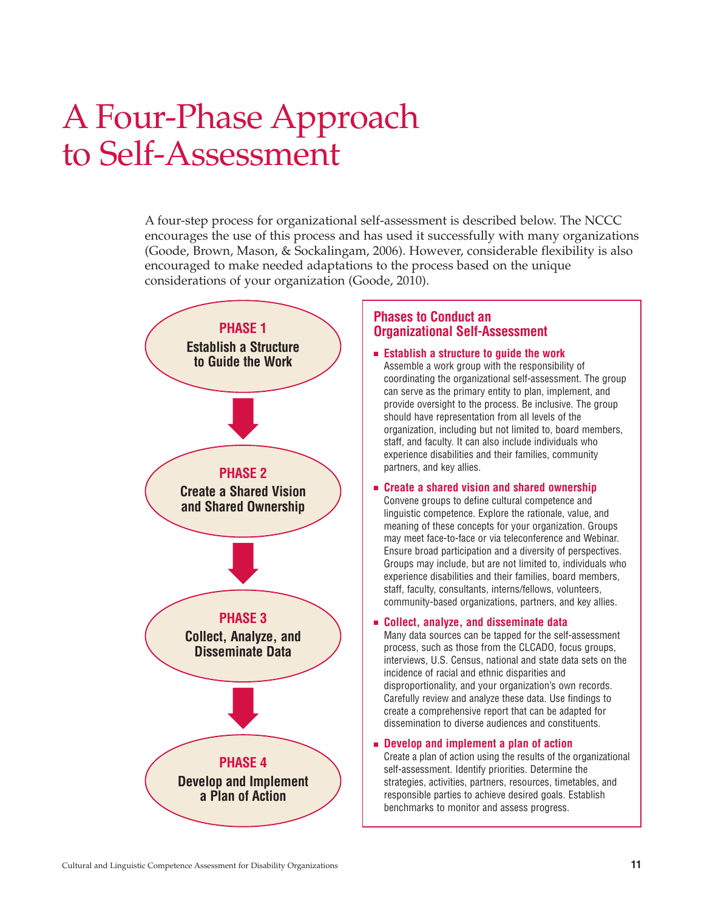# A Four-Phase Approach to Self-Assessment

A four-step process for organizational self-assessment is described below. The NCCC encourages the use of this process and has used it successfully with many organizations (Goode, Brown, Mason, & Sockalingam, 2006). However, considerable flexibility is also encouraged to make needed adaptations to the process based on the unique considerations of your organization (Goode, 2010).

**PHASE 1**
**Establish a Structure to Guide the Work**

↓

**PHASE 2**
**Create a Shared Vision and Shared Ownership**

↓

**PHASE 3**
**Collect, Analyze, and Disseminate Data**

↓

**PHASE 4**
**Develop and Implement a Plan of Action**

## Phases to Conduct an Organizational Self-Assessment

- **Establish a structure to guide the work**
  Assemble a work group with the responsibility of coordinating the organizational self-assessment. The group can serve as the primary entity to plan, implement, and provide oversight to the process. Be inclusive. The group should have representation from all levels of the organization, including but not limited to, board members, staff, and faculty. It can also include individuals who experience disabilities and their families, community partners, and key allies.

- **Create a shared vision and shared ownership**
  Convene groups to define cultural competence and linguistic competence. Explore the rationale, value, and meaning of these concepts for your organization. Groups may meet face-to-face or via teleconference and Webinar. Ensure broad participation and a diversity of perspectives. Groups may include, but are not limited to, individuals who experience disabilities and their families, board members, staff, faculty, consultants, interns/fellows, volunteers, community-based organizations, partners, and key allies.

- **Collect, analyze, and disseminate data**
  Many data sources can be tapped for the self-assessment process, such as those from the CLCADO, focus groups, interviews, U.S. Census, national and state data sets on the incidence of racial and ethnic disparities and disproportionality, and your organization's own records. Carefully review and analyze these data. Use findings to create a comprehensive report that can be adapted for dissemination to diverse audiences and constituents.

- **Develop and implement a plan of action**
  Create a plan of action using the results of the organizational self-assessment. Identify priorities. Determine the strategies, activities, partners, resources, timetables, and responsible parties to achieve desired goals. Establish benchmarks to monitor and assess progress.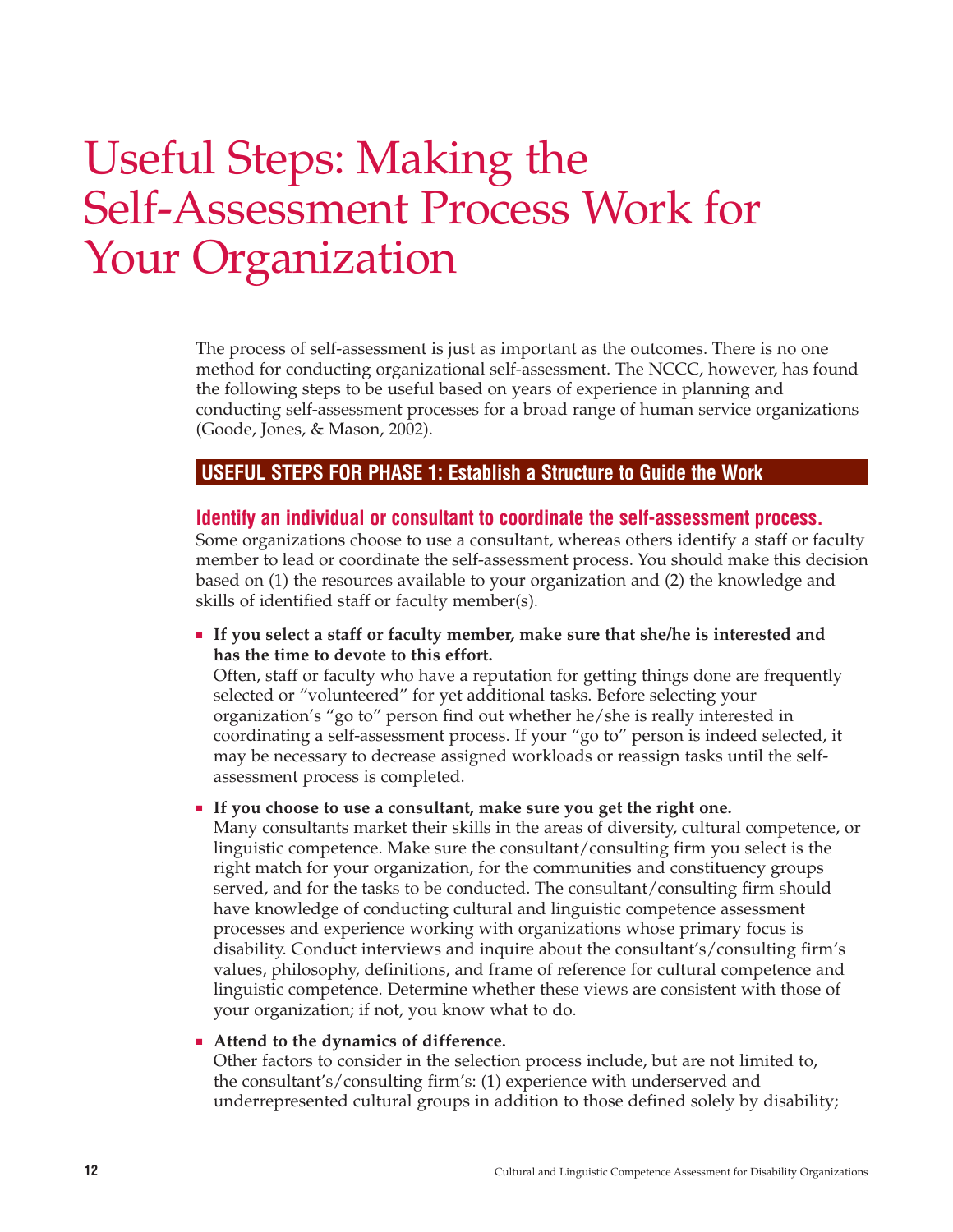# Useful Steps: Making the Self-Assessment Process Work for Your Organization

The process of self-assessment is just as important as the outcomes. There is no one method for conducting organizational self-assessment. The NCCC, however, has found the following steps to be useful based on years of experience in planning and conducting self-assessment processes for a broad range of human service organizations (Goode, Jones, & Mason, 2002).

## USEFUL STEPS FOR PHASE 1: Establish a Structure to Guide the Work

### Identify an individual or consultant to coordinate the self-assessment process.

Some organizations choose to use a consultant, whereas others identify a staff or faculty member to lead or coordinate the self-assessment process. You should make this decision based on (1) the resources available to your organization and (2) the knowledge and skills of identified staff or faculty member(s).

- **If you select a staff or faculty member, make sure that she/he is interested and has the time to devote to this effort.**
  Often, staff or faculty who have a reputation for getting things done are frequently selected or "volunteered" for yet additional tasks. Before selecting your organization's "go to" person find out whether he/she is really interested in coordinating a self-assessment process. If your "go to" person is indeed selected, it may be necessary to decrease assigned workloads or reassign tasks until the self-assessment process is completed.

- **If you choose to use a consultant, make sure you get the right one.**
  Many consultants market their skills in the areas of diversity, cultural competence, or linguistic competence. Make sure the consultant/consulting firm you select is the right match for your organization, for the communities and constituency groups served, and for the tasks to be conducted. The consultant/consulting firm should have knowledge of conducting cultural and linguistic competence assessment processes and experience working with organizations whose primary focus is disability. Conduct interviews and inquire about the consultant's/consulting firm's values, philosophy, definitions, and frame of reference for cultural competence and linguistic competence. Determine whether these views are consistent with those of your organization; if not, you know what to do.

- **Attend to the dynamics of difference.**
  Other factors to consider in the selection process include, but are not limited to, the consultant's/consulting firm's: (1) experience with underserved and underrepresented cultural groups in addition to those defined solely by disability;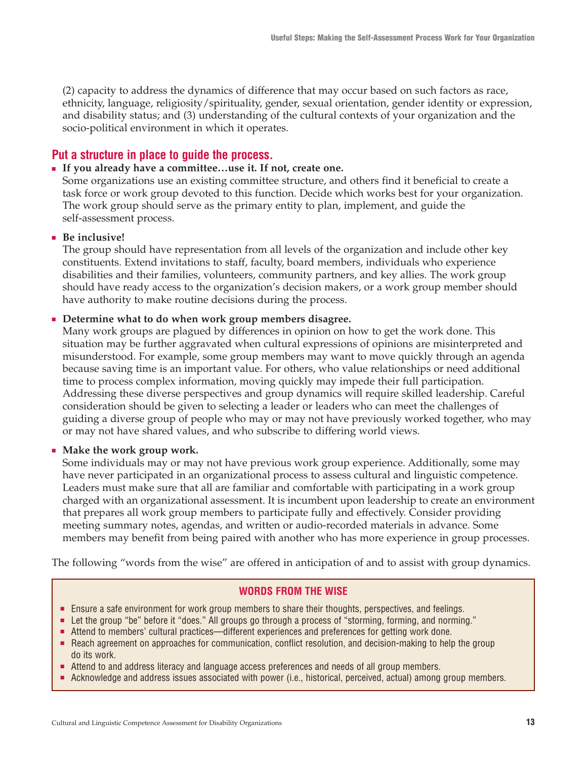(2) capacity to address the dynamics of difference that may occur based on such factors as race, ethnicity, language, religiosity/spirituality, gender, sexual orientation, gender identity or expression, and disability status; and (3) understanding of the cultural contexts of your organization and the socio-political environment in which it operates.

## Put a structure in place to guide the process.

- **If you already have a committee…use it. If not, create one.**
  Some organizations use an existing committee structure, and others find it beneficial to create a task force or work group devoted to this function. Decide which works best for your organization. The work group should serve as the primary entity to plan, implement, and guide the self-assessment process.

- **Be inclusive!**
  The group should have representation from all levels of the organization and include other key constituents. Extend invitations to staff, faculty, board members, individuals who experience disabilities and their families, volunteers, community partners, and key allies. The work group should have ready access to the organization's decision makers, or a work group member should have authority to make routine decisions during the process.

- **Determine what to do when work group members disagree.**
  Many work groups are plagued by differences in opinion on how to get the work done. This situation may be further aggravated when cultural expressions of opinions are misinterpreted and misunderstood. For example, some group members may want to move quickly through an agenda because saving time is an important value. For others, who value relationships or need additional time to process complex information, moving quickly may impede their full participation. Addressing these diverse perspectives and group dynamics will require skilled leadership. Careful consideration should be given to selecting a leader or leaders who can meet the challenges of guiding a diverse group of people who may or may not have previously worked together, who may or may not have shared values, and who subscribe to differing world views.

- **Make the work group work.**
  Some individuals may or may not have previous work group experience. Additionally, some may have never participated in an organizational process to assess cultural and linguistic competence. Leaders must make sure that all are familiar and comfortable with participating in a work group charged with an organizational assessment. It is incumbent upon leadership to create an environment that prepares all work group members to participate fully and effectively. Consider providing meeting summary notes, agendas, and written or audio-recorded materials in advance. Some members may benefit from being paired with another who has more experience in group processes.

The following "words from the wise" are offered in anticipation of and to assist with group dynamics.

### WORDS FROM THE WISE

- Ensure a safe environment for work group members to share their thoughts, perspectives, and feelings.
- Let the group "be" before it "does." All groups go through a process of "storming, forming, and norming."
- Attend to members' cultural practices—different experiences and preferences for getting work done.
- Reach agreement on approaches for communication, conflict resolution, and decision-making to help the group do its work.
- Attend to and address literacy and language access preferences and needs of all group members.
- Acknowledge and address issues associated with power (i.e., historical, perceived, actual) among group members.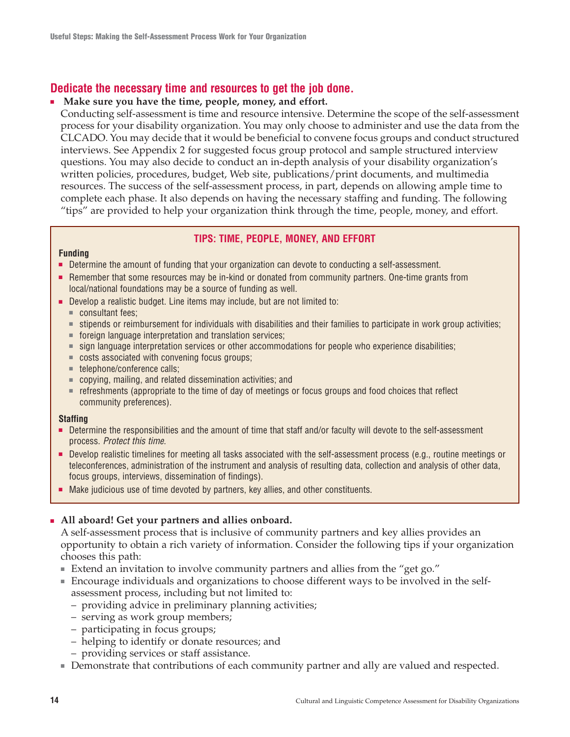## Dedicate the necessary time and resources to get the job done.

- **Make sure you have the time, people, money, and effort.**
  Conducting self-assessment is time and resource intensive. Determine the scope of the self-assessment process for your disability organization. You may only choose to administer and use the data from the CLCADO. You may decide that it would be beneficial to convene focus groups and conduct structured interviews. See Appendix 2 for suggested focus group protocol and sample structured interview questions. You may also decide to conduct an in-depth analysis of your disability organization's written policies, procedures, budget, Web site, publications/print documents, and multimedia resources. The success of the self-assessment process, in part, depends on allowing ample time to complete each phase. It also depends on having the necessary staffing and funding. The following "tips" are provided to help your organization think through the time, people, money, and effort.

### TIPS: TIME, PEOPLE, MONEY, AND EFFORT

**Funding**

- Determine the amount of funding that your organization can devote to conducting a self-assessment.
- Remember that some resources may be in-kind or donated from community partners. One-time grants from local/national foundations may be a source of funding as well.
- Develop a realistic budget. Line items may include, but are not limited to:
  - consultant fees;
  - stipends or reimbursement for individuals with disabilities and their families to participate in work group activities;
  - foreign language interpretation and translation services;
  - sign language interpretation services or other accommodations for people who experience disabilities;
  - costs associated with convening focus groups;
  - telephone/conference calls;
  - copying, mailing, and related dissemination activities; and
  - refreshments (appropriate to the time of day of meetings or focus groups and food choices that reflect community preferences).

**Staffing**

- Determine the responsibilities and the amount of time that staff and/or faculty will devote to the self-assessment process. *Protect this time.*
- Develop realistic timelines for meeting all tasks associated with the self-assessment process (e.g., routine meetings or teleconferences, administration of the instrument and analysis of resulting data, collection and analysis of other data, focus groups, interviews, dissemination of findings).
- Make judicious use of time devoted by partners, key allies, and other constituents.

- **All aboard! Get your partners and allies onboard.**
  A self-assessment process that is inclusive of community partners and key allies provides an opportunity to obtain a rich variety of information. Consider the following tips if your organization chooses this path:
  - Extend an invitation to involve community partners and allies from the "get go."
  - Encourage individuals and organizations to choose different ways to be involved in the self-assessment process, including but not limited to:
    - providing advice in preliminary planning activities;
    - serving as work group members;
    - participating in focus groups;
    - helping to identify or donate resources; and
    - providing services or staff assistance.
  - Demonstrate that contributions of each community partner and ally are valued and respected.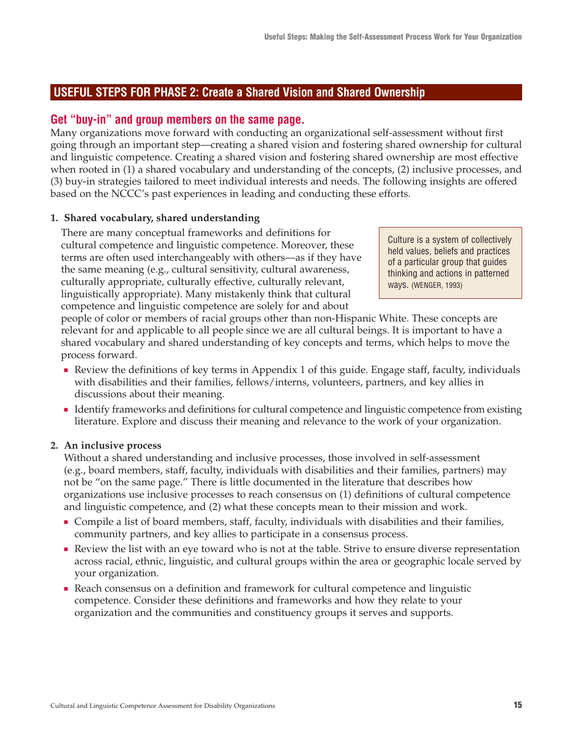## USEFUL STEPS FOR PHASE 2: Create a Shared Vision and Shared Ownership

### Get "buy-in" and group members on the same page.

Many organizations move forward with conducting an organizational self-assessment without first going through an important step—creating a shared vision and fostering shared ownership for cultural and linguistic competence. Creating a shared vision and fostering shared ownership are most effective when rooted in (1) a shared vocabulary and understanding of the concepts, (2) inclusive processes, and (3) buy-in strategies tailored to meet individual interests and needs. The following insights are offered based on the NCCC's past experiences in leading and conducting these efforts.

**1. Shared vocabulary, shared understanding**

> Culture is a system of collectively held values, beliefs and practices of a particular group that guides thinking and actions in patterned ways. (WENGER, 1993)

There are many conceptual frameworks and definitions for cultural competence and linguistic competence. Moreover, these terms are often used interchangeably with others—as if they have the same meaning (e.g., cultural sensitivity, cultural awareness, culturally appropriate, culturally effective, culturally relevant, linguistically appropriate). Many mistakenly think that cultural competence and linguistic competence are solely for and about people of color or members of racial groups other than non-Hispanic White. These concepts are relevant for and applicable to all people since we are all cultural beings. It is important to have a shared vocabulary and shared understanding of key concepts and terms, which helps to move the process forward.

- Review the definitions of key terms in Appendix 1 of this guide. Engage staff, faculty, individuals with disabilities and their families, fellows/interns, volunteers, partners, and key allies in discussions about their meaning.
- Identify frameworks and definitions for cultural competence and linguistic competence from existing literature. Explore and discuss their meaning and relevance to the work of your organization.

**2. An inclusive process**

Without a shared understanding and inclusive processes, those involved in self-assessment (e.g., board members, staff, faculty, individuals with disabilities and their families, partners) may not be "on the same page." There is little documented in the literature that describes how organizations use inclusive processes to reach consensus on (1) definitions of cultural competence and linguistic competence, and (2) what these concepts mean to their mission and work.

- Compile a list of board members, staff, faculty, individuals with disabilities and their families, community partners, and key allies to participate in a consensus process.
- Review the list with an eye toward who is not at the table. Strive to ensure diverse representation across racial, ethnic, linguistic, and cultural groups within the area or geographic locale served by your organization.
- Reach consensus on a definition and framework for cultural competence and linguistic competence. Consider these definitions and frameworks and how they relate to your organization and the communities and constituency groups it serves and supports.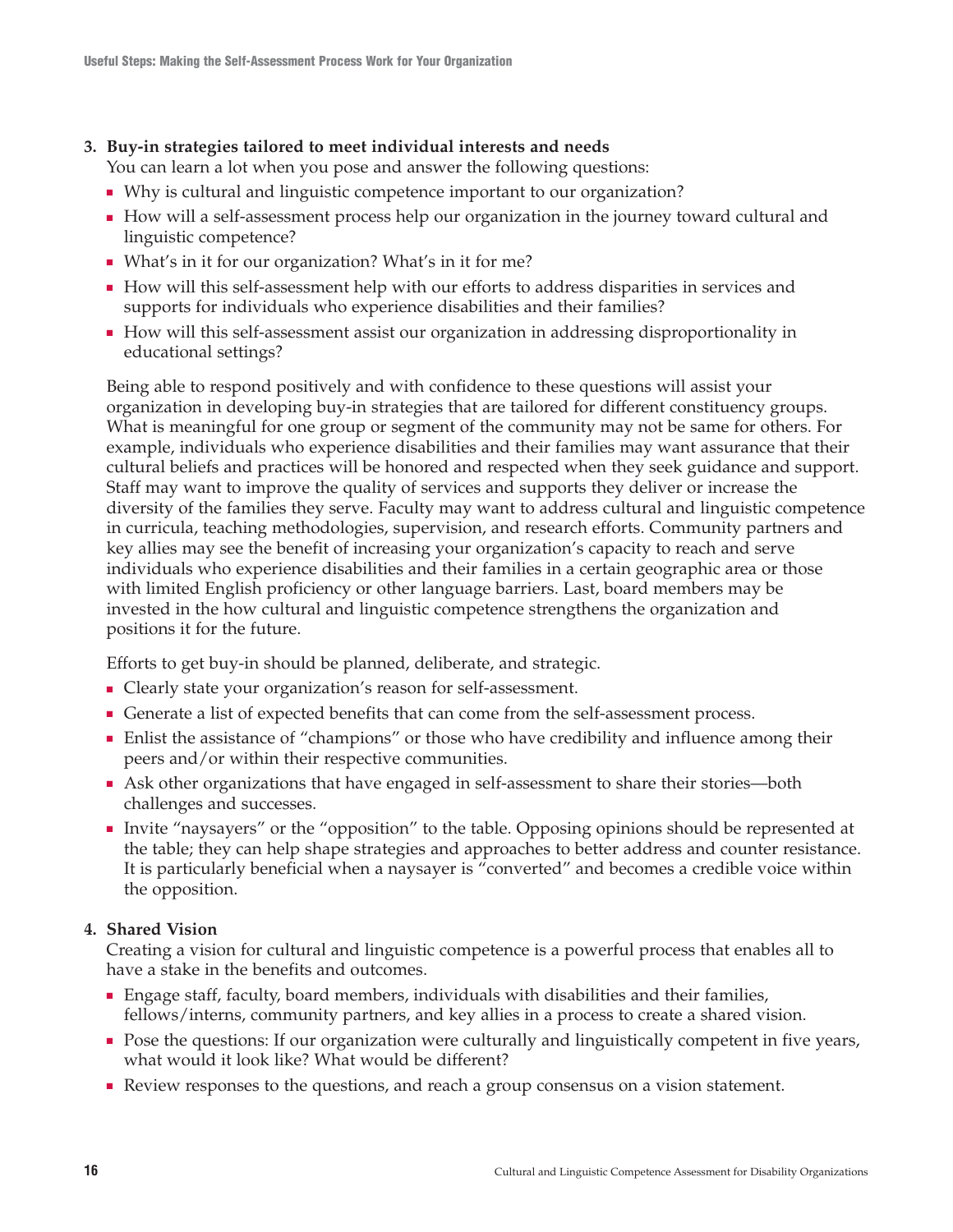3. **Buy-in strategies tailored to meet individual interests and needs**

   You can learn a lot when you pose and answer the following questions:

   - Why is cultural and linguistic competence important to our organization?
   - How will a self-assessment process help our organization in the journey toward cultural and linguistic competence?
   - What's in it for our organization? What's in it for me?
   - How will this self-assessment help with our efforts to address disparities in services and supports for individuals who experience disabilities and their families?
   - How will this self-assessment assist our organization in addressing disproportionality in educational settings?

   Being able to respond positively and with confidence to these questions will assist your organization in developing buy-in strategies that are tailored for different constituency groups. What is meaningful for one group or segment of the community may not be same for others. For example, individuals who experience disabilities and their families may want assurance that their cultural beliefs and practices will be honored and respected when they seek guidance and support. Staff may want to improve the quality of services and supports they deliver or increase the diversity of the families they serve. Faculty may want to address cultural and linguistic competence in curricula, teaching methodologies, supervision, and research efforts. Community partners and key allies may see the benefit of increasing your organization's capacity to reach and serve individuals who experience disabilities and their families in a certain geographic area or those with limited English proficiency or other language barriers. Last, board members may be invested in the how cultural and linguistic competence strengthens the organization and positions it for the future.

   Efforts to get buy-in should be planned, deliberate, and strategic.

   - Clearly state your organization's reason for self-assessment.
   - Generate a list of expected benefits that can come from the self-assessment process.
   - Enlist the assistance of "champions" or those who have credibility and influence among their peers and/or within their respective communities.
   - Ask other organizations that have engaged in self-assessment to share their stories—both challenges and successes.
   - Invite "naysayers" or the "opposition" to the table. Opposing opinions should be represented at the table; they can help shape strategies and approaches to better address and counter resistance. It is particularly beneficial when a naysayer is "converted" and becomes a credible voice within the opposition.

4. **Shared Vision**

   Creating a vision for cultural and linguistic competence is a powerful process that enables all to have a stake in the benefits and outcomes.

   - Engage staff, faculty, board members, individuals with disabilities and their families, fellows/interns, community partners, and key allies in a process to create a shared vision.
   - Pose the questions: If our organization were culturally and linguistically competent in five years, what would it look like? What would be different?
   - Review responses to the questions, and reach a group consensus on a vision statement.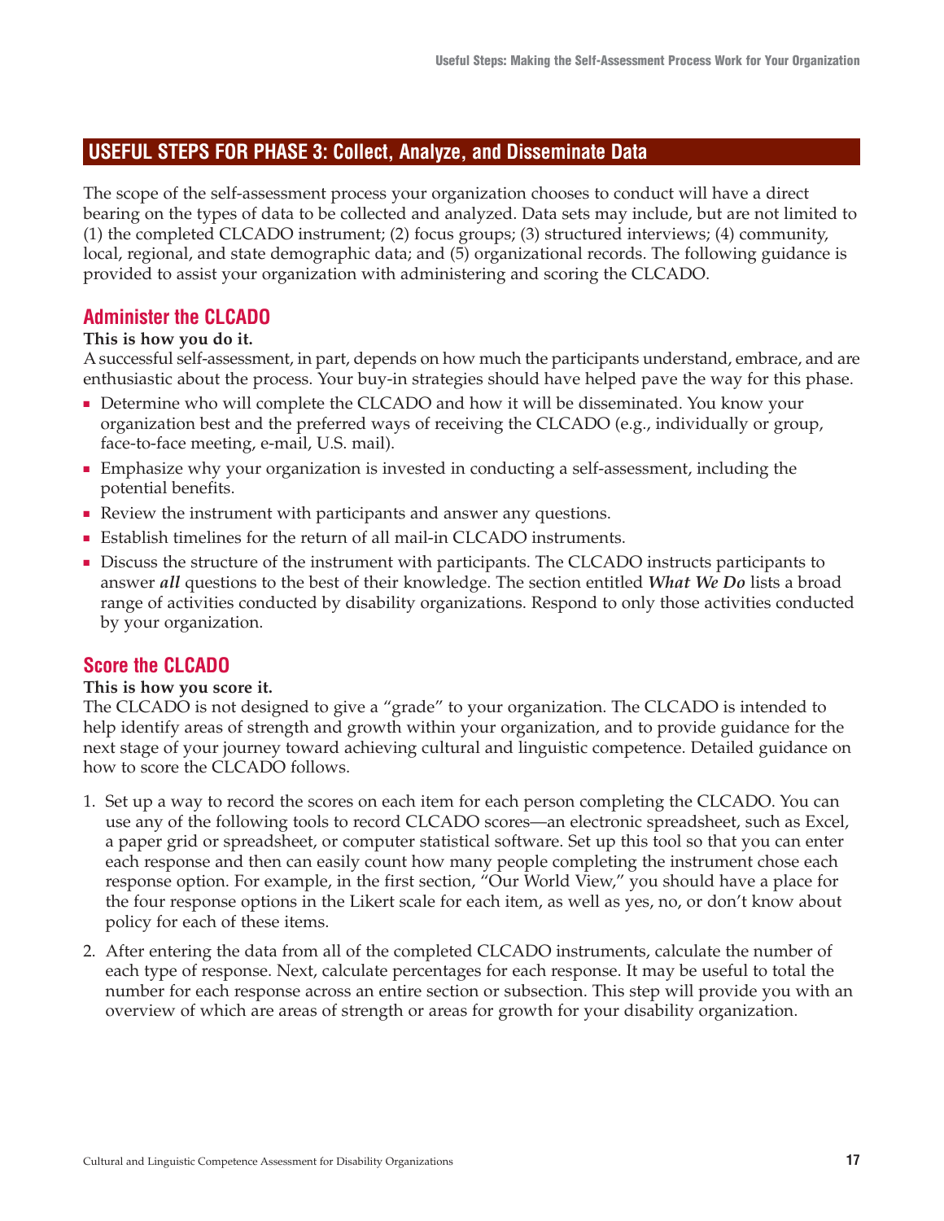## USEFUL STEPS FOR PHASE 3: Collect, Analyze, and Disseminate Data

The scope of the self-assessment process your organization chooses to conduct will have a direct bearing on the types of data to be collected and analyzed. Data sets may include, but are not limited to (1) the completed CLCADO instrument; (2) focus groups; (3) structured interviews; (4) community, local, regional, and state demographic data; and (5) organizational records. The following guidance is provided to assist your organization with administering and scoring the CLCADO.

### Administer the CLCADO

**This is how you do it.**

A successful self-assessment, in part, depends on how much the participants understand, embrace, and are enthusiastic about the process. Your buy-in strategies should have helped pave the way for this phase.

- Determine who will complete the CLCADO and how it will be disseminated. You know your organization best and the preferred ways of receiving the CLCADO (e.g., individually or group, face-to-face meeting, e-mail, U.S. mail).
- Emphasize why your organization is invested in conducting a self-assessment, including the potential benefits.
- Review the instrument with participants and answer any questions.
- Establish timelines for the return of all mail-in CLCADO instruments.
- Discuss the structure of the instrument with participants. The CLCADO instructs participants to answer ***all*** questions to the best of their knowledge. The section entitled ***What We Do*** lists a broad range of activities conducted by disability organizations. Respond to only those activities conducted by your organization.

### Score the CLCADO

**This is how you score it.**

The CLCADO is not designed to give a "grade" to your organization. The CLCADO is intended to help identify areas of strength and growth within your organization, and to provide guidance for the next stage of your journey toward achieving cultural and linguistic competence. Detailed guidance on how to score the CLCADO follows.

1. Set up a way to record the scores on each item for each person completing the CLCADO. You can use any of the following tools to record CLCADO scores—an electronic spreadsheet, such as Excel, a paper grid or spreadsheet, or computer statistical software. Set up this tool so that you can enter each response and then can easily count how many people completing the instrument chose each response option. For example, in the first section, "Our World View," you should have a place for the four response options in the Likert scale for each item, as well as yes, no, or don't know about policy for each of these items.
2. After entering the data from all of the completed CLCADO instruments, calculate the number of each type of response. Next, calculate percentages for each response. It may be useful to total the number for each response across an entire section or subsection. This step will provide you with an overview of which are areas of strength or areas for growth for your disability organization.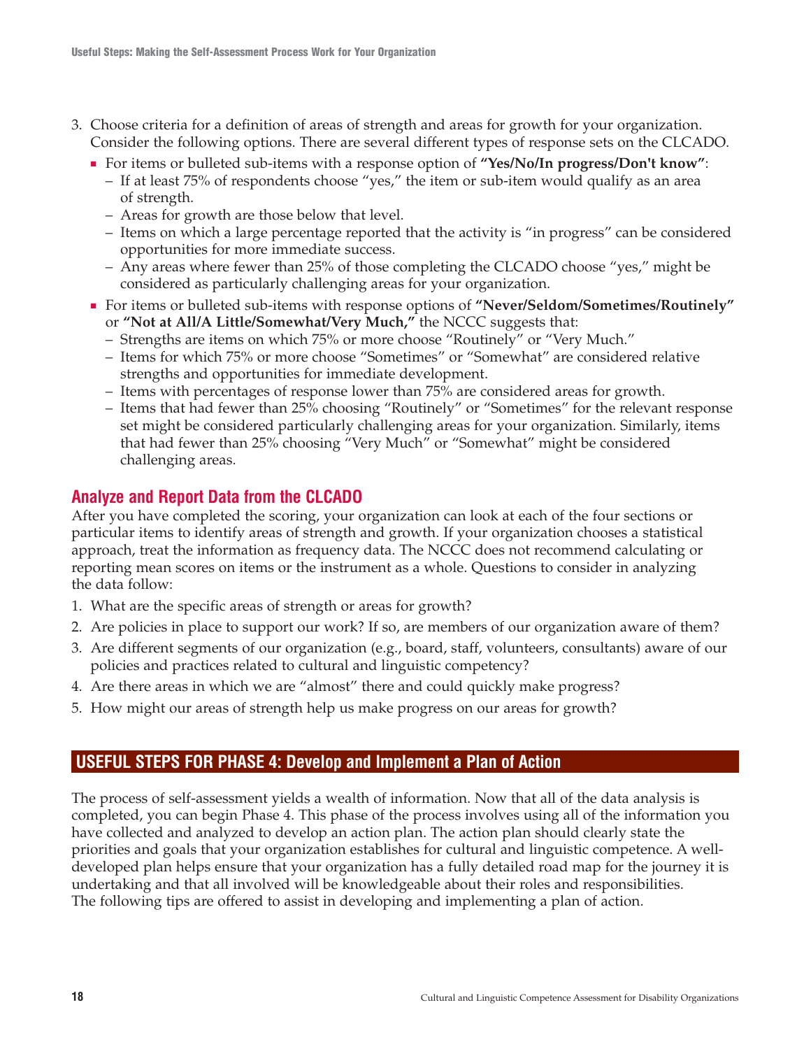3. Choose criteria for a definition of areas of strength and areas for growth for your organization. Consider the following options. There are several different types of response sets on the CLCADO.
   - For items or bulleted sub-items with a response option of **"Yes/No/In progress/Don't know"**:
     - If at least 75% of respondents choose "yes," the item or sub-item would qualify as an area of strength.
     - Areas for growth are those below that level.
     - Items on which a large percentage reported that the activity is "in progress" can be considered opportunities for more immediate success.
     - Any areas where fewer than 25% of those completing the CLCADO choose "yes," might be considered as particularly challenging areas for your organization.
   - For items or bulleted sub-items with response options of **"Never/Seldom/Sometimes/Routinely"** or **"Not at All/A Little/Somewhat/Very Much,"** the NCCC suggests that:
     - Strengths are items on which 75% or more choose "Routinely" or "Very Much."
     - Items for which 75% or more choose "Sometimes" or "Somewhat" are considered relative strengths and opportunities for immediate development.
     - Items with percentages of response lower than 75% are considered areas for growth.
     - Items that had fewer than 25% choosing "Routinely" or "Sometimes" for the relevant response set might be considered particularly challenging areas for your organization. Similarly, items that had fewer than 25% choosing "Very Much" or "Somewhat" might be considered challenging areas.

## Analyze and Report Data from the CLCADO

After you have completed the scoring, your organization can look at each of the four sections or particular items to identify areas of strength and growth. If your organization chooses a statistical approach, treat the information as frequency data. The NCCC does not recommend calculating or reporting mean scores on items or the instrument as a whole. Questions to consider in analyzing the data follow:

1. What are the specific areas of strength or areas for growth?
2. Are policies in place to support our work? If so, are members of our organization aware of them?
3. Are different segments of our organization (e.g., board, staff, volunteers, consultants) aware of our policies and practices related to cultural and linguistic competency?
4. Are there areas in which we are "almost" there and could quickly make progress?
5. How might our areas of strength help us make progress on our areas for growth?

## USEFUL STEPS FOR PHASE 4: Develop and Implement a Plan of Action

The process of self-assessment yields a wealth of information. Now that all of the data analysis is completed, you can begin Phase 4. This phase of the process involves using all of the information you have collected and analyzed to develop an action plan. The action plan should clearly state the priorities and goals that your organization establishes for cultural and linguistic competence. A well-developed plan helps ensure that your organization has a fully detailed road map for the journey it is undertaking and that all involved will be knowledgeable about their roles and responsibilities. The following tips are offered to assist in developing and implementing a plan of action.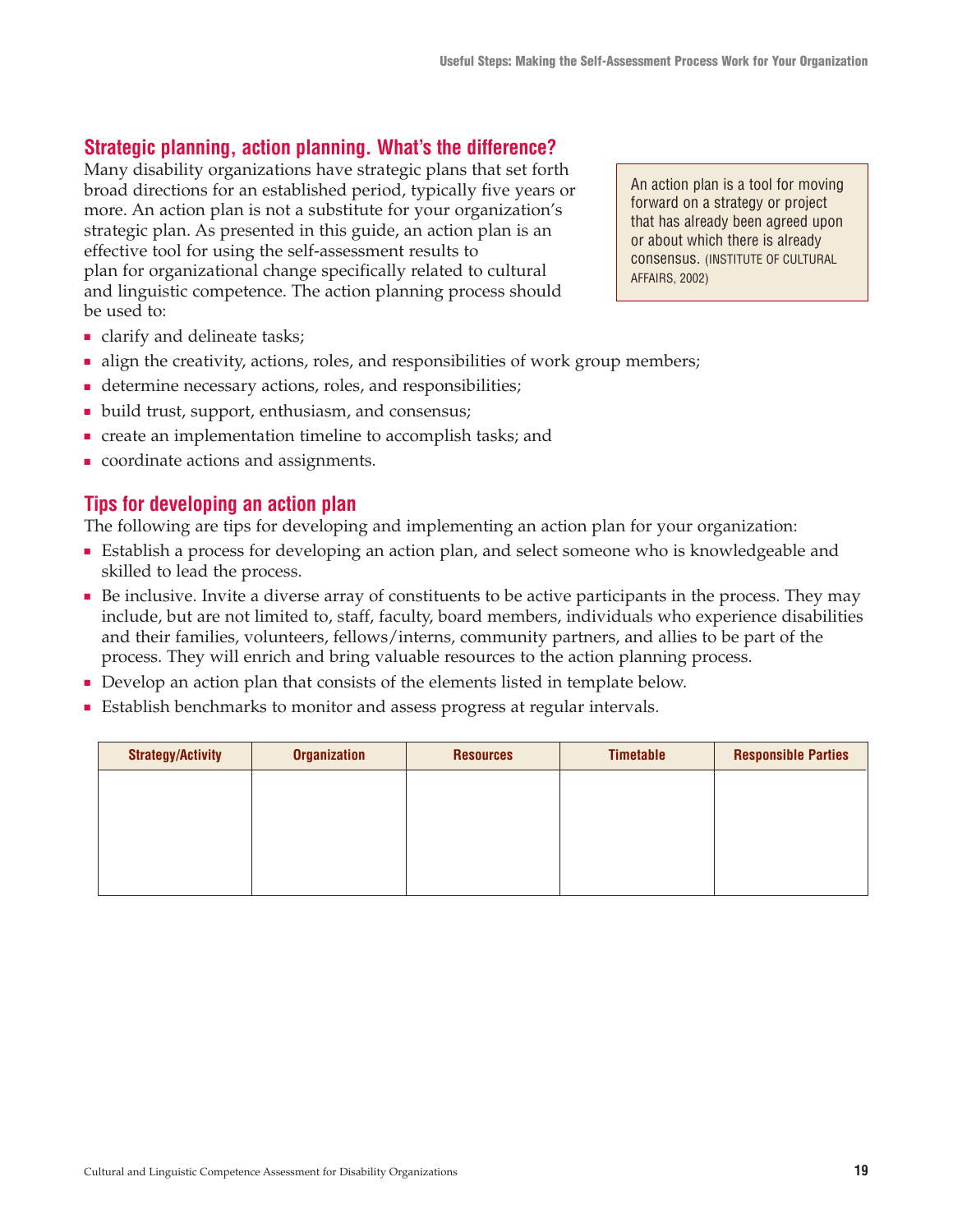## Strategic planning, action planning. What's the difference?

Many disability organizations have strategic plans that set forth broad directions for an established period, typically five years or more. An action plan is not a substitute for your organization's strategic plan. As presented in this guide, an action plan is an effective tool for using the self-assessment results to plan for organizational change specifically related to cultural and linguistic competence. The action planning process should be used to:

> An action plan is a tool for moving forward on a strategy or project that has already been agreed upon or about which there is already consensus. (INSTITUTE OF CULTURAL AFFAIRS, 2002)

- clarify and delineate tasks;
- align the creativity, actions, roles, and responsibilities of work group members;
- determine necessary actions, roles, and responsibilities;
- build trust, support, enthusiasm, and consensus;
- create an implementation timeline to accomplish tasks; and
- coordinate actions and assignments.

## Tips for developing an action plan

The following are tips for developing and implementing an action plan for your organization:

- Establish a process for developing an action plan, and select someone who is knowledgeable and skilled to lead the process.
- Be inclusive. Invite a diverse array of constituents to be active participants in the process. They may include, but are not limited to, staff, faculty, board members, individuals who experience disabilities and their families, volunteers, fellows/interns, community partners, and allies to be part of the process. They will enrich and bring valuable resources to the action planning process.
- Develop an action plan that consists of the elements listed in template below.
- Establish benchmarks to monitor and assess progress at regular intervals.

| Strategy/Activity | Organization | Resources | Timetable | Responsible Parties |
|---|---|---|---|---|
| | | | | |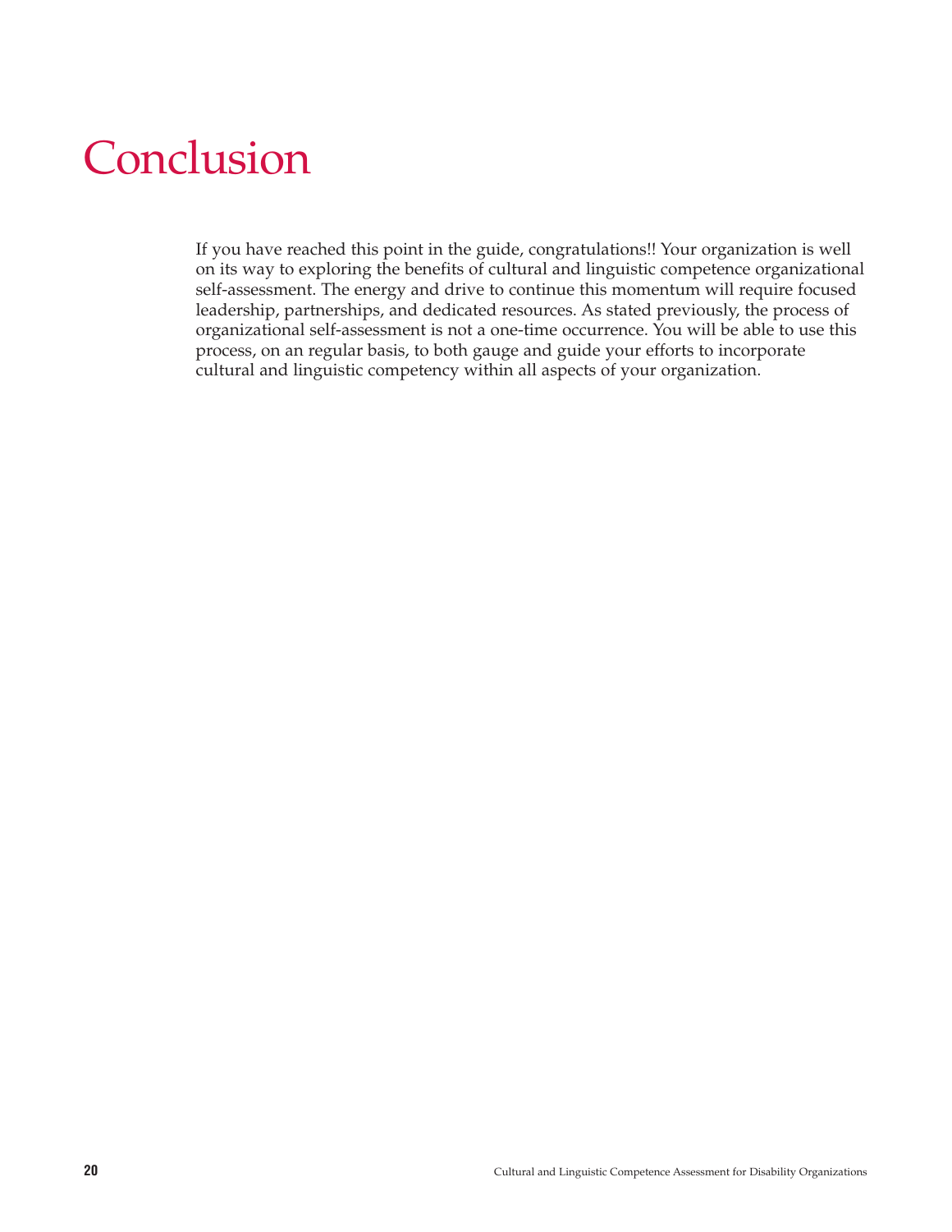# Conclusion

If you have reached this point in the guide, congratulations!! Your organization is well on its way to exploring the benefits of cultural and linguistic competence organizational self-assessment. The energy and drive to continue this momentum will require focused leadership, partnerships, and dedicated resources. As stated previously, the process of organizational self-assessment is not a one-time occurrence. You will be able to use this process, on an regular basis, to both gauge and guide your efforts to incorporate cultural and linguistic competency within all aspects of your organization.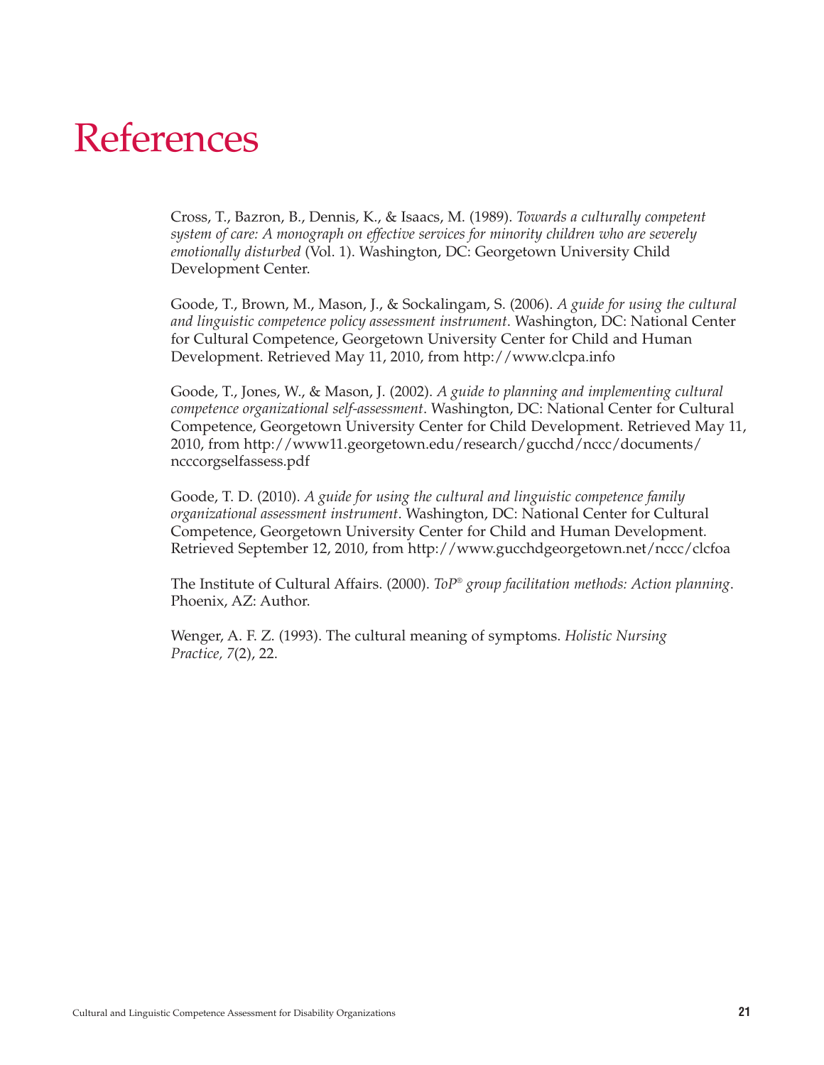# References

Cross, T., Bazron, B., Dennis, K., & Isaacs, M. (1989). *Towards a culturally competent system of care: A monograph on effective services for minority children who are severely emotionally disturbed* (Vol. 1). Washington, DC: Georgetown University Child Development Center.

Goode, T., Brown, M., Mason, J., & Sockalingam, S. (2006). *A guide for using the cultural and linguistic competence policy assessment instrument*. Washington, DC: National Center for Cultural Competence, Georgetown University Center for Child and Human Development. Retrieved May 11, 2010, from http://www.clcpa.info

Goode, T., Jones, W., & Mason, J. (2002). *A guide to planning and implementing cultural competence organizational self-assessment*. Washington, DC: National Center for Cultural Competence, Georgetown University Center for Child Development. Retrieved May 11, 2010, from http://www11.georgetown.edu/research/gucchd/nccc/documents/ncccorgselfassess.pdf

Goode, T. D. (2010). *A guide for using the cultural and linguistic competence family organizational assessment instrument*. Washington, DC: National Center for Cultural Competence, Georgetown University Center for Child and Human Development. Retrieved September 12, 2010, from http://www.gucchdgeorgetown.net/nccc/clcfoa

The Institute of Cultural Affairs. (2000). *ToP® group facilitation methods: Action planning*. Phoenix, AZ: Author.

Wenger, A. F. Z. (1993). The cultural meaning of symptoms. *Holistic Nursing Practice, 7*(2), 22.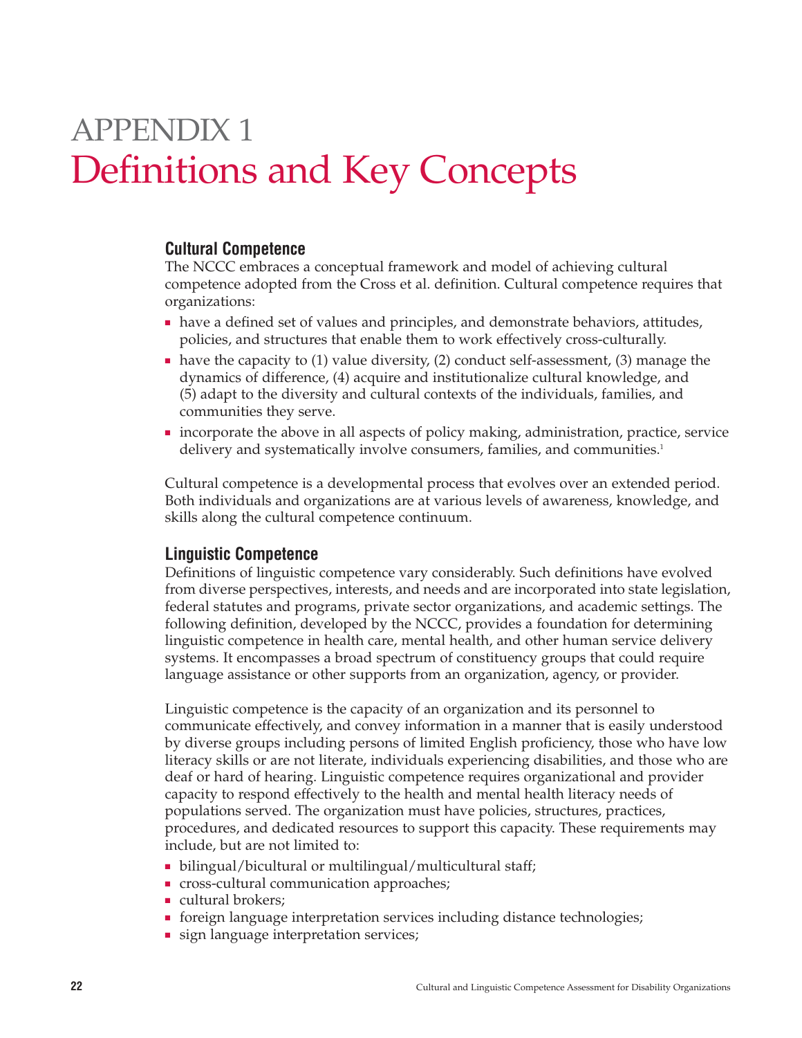# APPENDIX 1 Definitions and Key Concepts

### Cultural Competence

The NCCC embraces a conceptual framework and model of achieving cultural competence adopted from the Cross et al. definition. Cultural competence requires that organizations:

- have a defined set of values and principles, and demonstrate behaviors, attitudes, policies, and structures that enable them to work effectively cross-culturally.
- have the capacity to (1) value diversity, (2) conduct self-assessment, (3) manage the dynamics of difference, (4) acquire and institutionalize cultural knowledge, and (5) adapt to the diversity and cultural contexts of the individuals, families, and communities they serve.
- incorporate the above in all aspects of policy making, administration, practice, service delivery and systematically involve consumers, families, and communities.[1]

Cultural competence is a developmental process that evolves over an extended period. Both individuals and organizations are at various levels of awareness, knowledge, and skills along the cultural competence continuum.

### Linguistic Competence

Definitions of linguistic competence vary considerably. Such definitions have evolved from diverse perspectives, interests, and needs and are incorporated into state legislation, federal statutes and programs, private sector organizations, and academic settings. The following definition, developed by the NCCC, provides a foundation for determining linguistic competence in health care, mental health, and other human service delivery systems. It encompasses a broad spectrum of constituency groups that could require language assistance or other supports from an organization, agency, or provider.

Linguistic competence is the capacity of an organization and its personnel to communicate effectively, and convey information in a manner that is easily understood by diverse groups including persons of limited English proficiency, those who have low literacy skills or are not literate, individuals experiencing disabilities, and those who are deaf or hard of hearing. Linguistic competence requires organizational and provider capacity to respond effectively to the health and mental health literacy needs of populations served. The organization must have policies, structures, practices, procedures, and dedicated resources to support this capacity. These requirements may include, but are not limited to:

- bilingual/bicultural or multilingual/multicultural staff;
- cross-cultural communication approaches;
- cultural brokers;
- foreign language interpretation services including distance technologies;
- sign language interpretation services;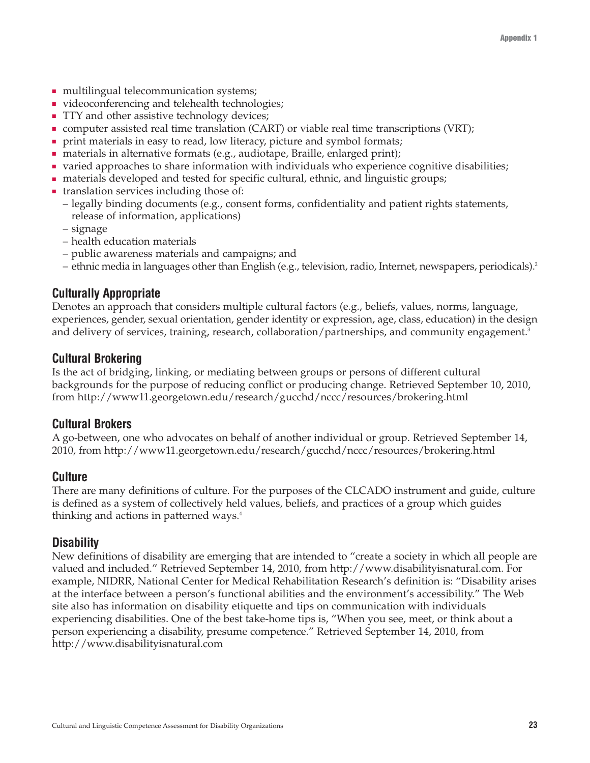- multilingual telecommunication systems;
- videoconferencing and telehealth technologies;
- TTY and other assistive technology devices;
- computer assisted real time translation (CART) or viable real time transcriptions (VRT);
- print materials in easy to read, low literacy, picture and symbol formats;
- materials in alternative formats (e.g., audiotape, Braille, enlarged print);
- varied approaches to share information with individuals who experience cognitive disabilities;
- materials developed and tested for specific cultural, ethnic, and linguistic groups;
- translation services including those of:
  - legally binding documents (e.g., consent forms, confidentiality and patient rights statements, release of information, applications)
  - signage
  - health education materials
  - public awareness materials and campaigns; and
  - ethnic media in languages other than English (e.g., television, radio, Internet, newspapers, periodicals).[2]

### Culturally Appropriate

Denotes an approach that considers multiple cultural factors (e.g., beliefs, values, norms, language, experiences, gender, sexual orientation, gender identity or expression, age, class, education) in the design and delivery of services, training, research, collaboration/partnerships, and community engagement.[3]

### Cultural Brokering

Is the act of bridging, linking, or mediating between groups or persons of different cultural backgrounds for the purpose of reducing conflict or producing change. Retrieved September 10, 2010, from http://www11.georgetown.edu/research/gucchd/nccc/resources/brokering.html

### Cultural Brokers

A go-between, one who advocates on behalf of another individual or group. Retrieved September 14, 2010, from http://www11.georgetown.edu/research/gucchd/nccc/resources/brokering.html

### Culture

There are many definitions of culture. For the purposes of the CLCADO instrument and guide, culture is defined as a system of collectively held values, beliefs, and practices of a group which guides thinking and actions in patterned ways.[4]

### Disability

New definitions of disability are emerging that are intended to "create a society in which all people are valued and included." Retrieved September 14, 2010, from http://www.disabilityisnatural.com. For example, NIDRR, National Center for Medical Rehabilitation Research's definition is: "Disability arises at the interface between a person's functional abilities and the environment's accessibility." The Web site also has information on disability etiquette and tips on communication with individuals experiencing disabilities. One of the best take-home tips is, "When you see, meet, or think about a person experiencing a disability, presume competence." Retrieved September 14, 2010, from http://www.disabilityisnatural.com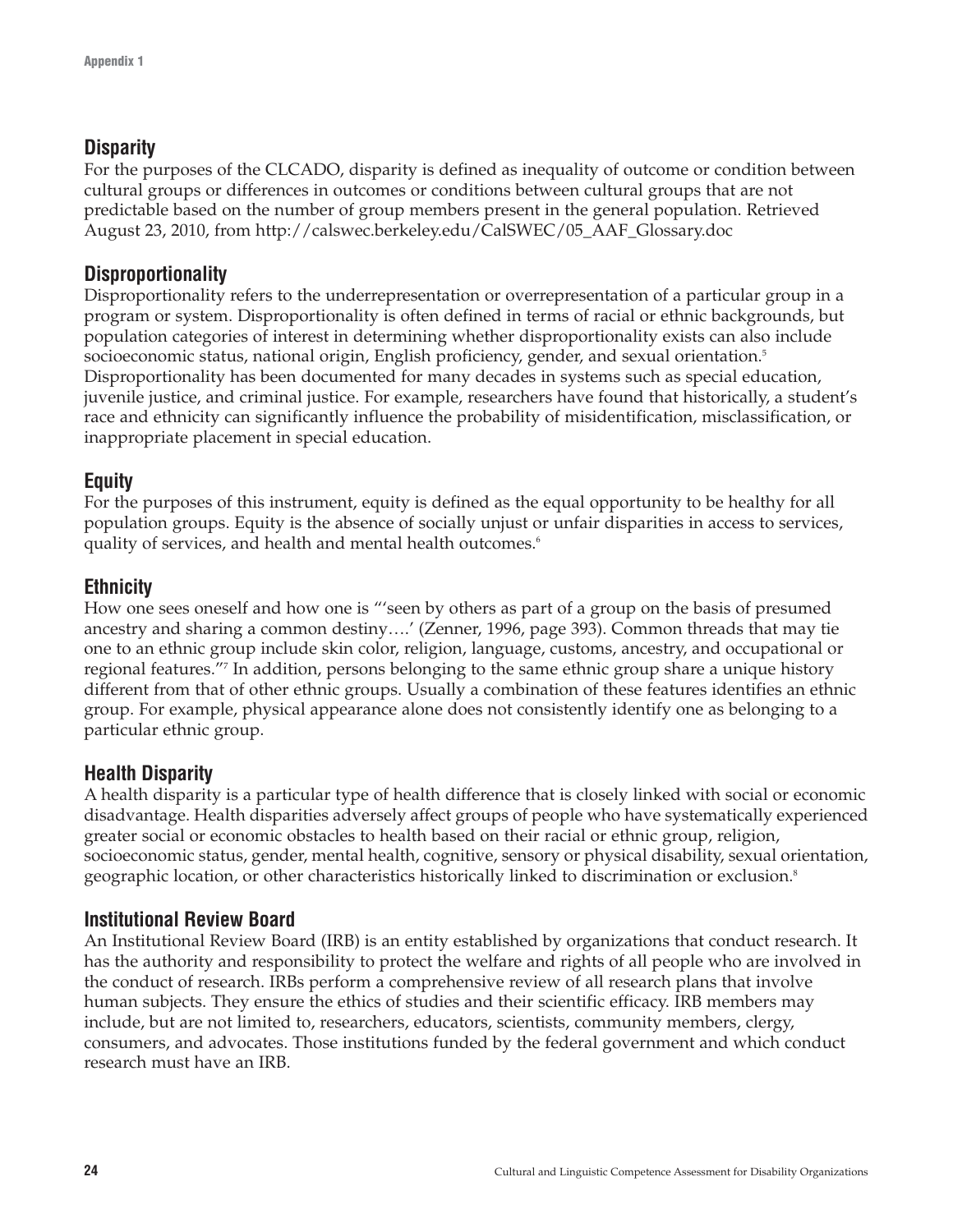## Disparity

For the purposes of the CLCADO, disparity is defined as inequality of outcome or condition between cultural groups or differences in outcomes or conditions between cultural groups that are not predictable based on the number of group members present in the general population. Retrieved August 23, 2010, from http://calswec.berkeley.edu/CalSWEC/05_AAF_Glossary.doc

## Disproportionality

Disproportionality refers to the underrepresentation or overrepresentation of a particular group in a program or system. Disproportionality is often defined in terms of racial or ethnic backgrounds, but population categories of interest in determining whether disproportionality exists can also include socioeconomic status, national origin, English proficiency, gender, and sexual orientation.[5] Disproportionality has been documented for many decades in systems such as special education, juvenile justice, and criminal justice. For example, researchers have found that historically, a student's race and ethnicity can significantly influence the probability of misidentification, misclassification, or inappropriate placement in special education.

## Equity

For the purposes of this instrument, equity is defined as the equal opportunity to be healthy for all population groups. Equity is the absence of socially unjust or unfair disparities in access to services, quality of services, and health and mental health outcomes.[6]

## Ethnicity

How one sees oneself and how one is "'seen by others as part of a group on the basis of presumed ancestry and sharing a common destiny….' (Zenner, 1996, page 393). Common threads that may tie one to an ethnic group include skin color, religion, language, customs, ancestry, and occupational or regional features."[7] In addition, persons belonging to the same ethnic group share a unique history different from that of other ethnic groups. Usually a combination of these features identifies an ethnic group. For example, physical appearance alone does not consistently identify one as belonging to a particular ethnic group.

## Health Disparity

A health disparity is a particular type of health difference that is closely linked with social or economic disadvantage. Health disparities adversely affect groups of people who have systematically experienced greater social or economic obstacles to health based on their racial or ethnic group, religion, socioeconomic status, gender, mental health, cognitive, sensory or physical disability, sexual orientation, geographic location, or other characteristics historically linked to discrimination or exclusion.[8]

## Institutional Review Board

An Institutional Review Board (IRB) is an entity established by organizations that conduct research. It has the authority and responsibility to protect the welfare and rights of all people who are involved in the conduct of research. IRBs perform a comprehensive review of all research plans that involve human subjects. They ensure the ethics of studies and their scientific efficacy. IRB members may include, but are not limited to, researchers, educators, scientists, community members, clergy, consumers, and advocates. Those institutions funded by the federal government and which conduct research must have an IRB.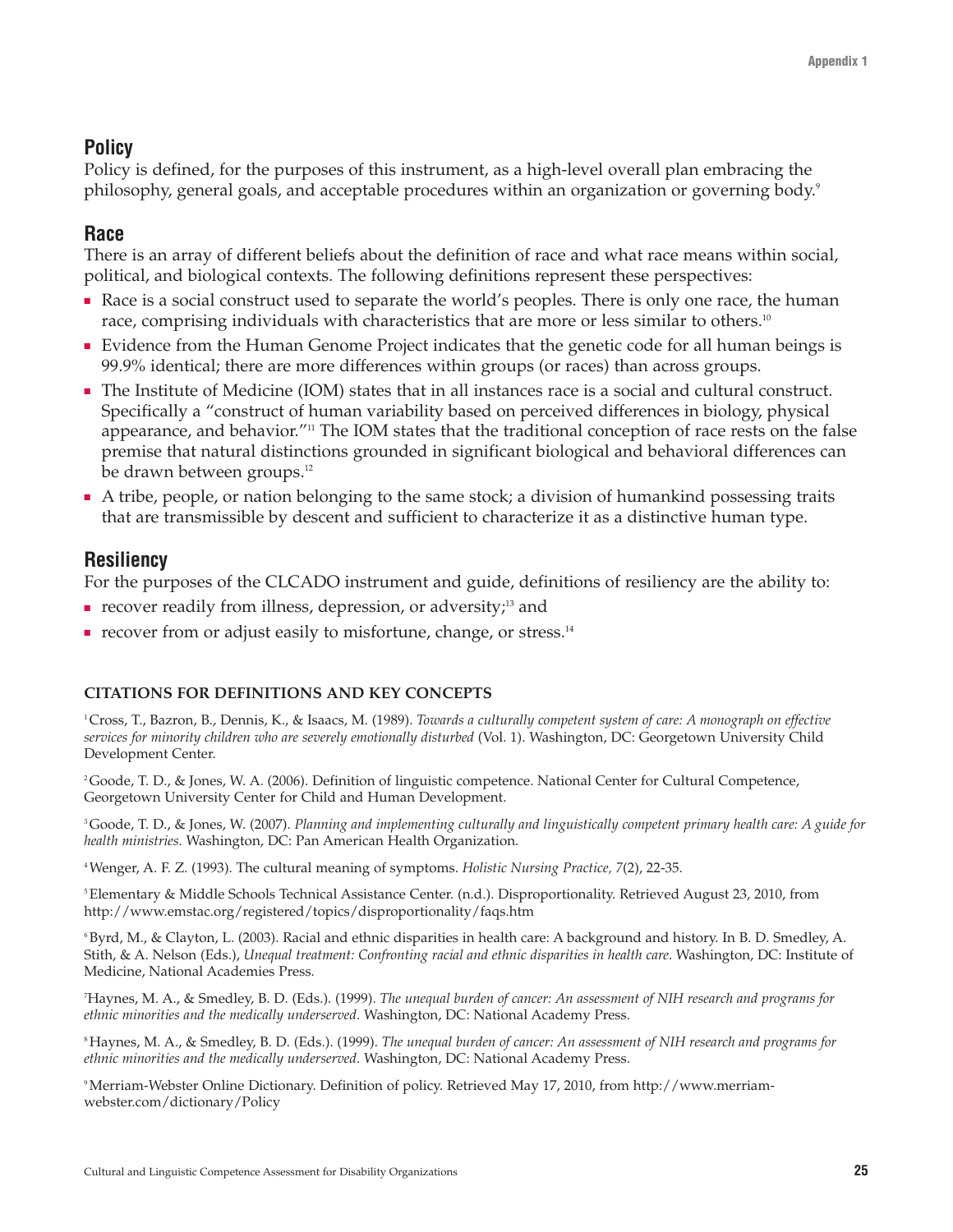## Policy

Policy is defined, for the purposes of this instrument, as a high-level overall plan embracing the philosophy, general goals, and acceptable procedures within an organization or governing body.[9]

## Race

There is an array of different beliefs about the definition of race and what race means within social, political, and biological contexts. The following definitions represent these perspectives:

- Race is a social construct used to separate the world's peoples. There is only one race, the human race, comprising individuals with characteristics that are more or less similar to others.[10]
- Evidence from the Human Genome Project indicates that the genetic code for all human beings is 99.9% identical; there are more differences within groups (or races) than across groups.
- The Institute of Medicine (IOM) states that in all instances race is a social and cultural construct. Specifically a "construct of human variability based on perceived differences in biology, physical appearance, and behavior."[11] The IOM states that the traditional conception of race rests on the false premise that natural distinctions grounded in significant biological and behavioral differences can be drawn between groups.[12]
- A tribe, people, or nation belonging to the same stock; a division of humankind possessing traits that are transmissible by descent and sufficient to characterize it as a distinctive human type.

## Resiliency

For the purposes of the CLCADO instrument and guide, definitions of resiliency are the ability to:

- recover readily from illness, depression, or adversity;[13] and
- recover from or adjust easily to misfortune, change, or stress.[14]

#### CITATIONS FOR DEFINITIONS AND KEY CONCEPTS

[1] Cross, T., Bazron, B., Dennis, K., & Isaacs, M. (1989). *Towards a culturally competent system of care: A monograph on effective services for minority children who are severely emotionally disturbed* (Vol. 1). Washington, DC: Georgetown University Child Development Center.

[2] Goode, T. D., & Jones, W. A. (2006). Definition of linguistic competence. National Center for Cultural Competence, Georgetown University Center for Child and Human Development.

[3] Goode, T. D., & Jones, W. (2007). *Planning and implementing culturally and linguistically competent primary health care: A guide for health ministries.* Washington, DC: Pan American Health Organization.

[4] Wenger, A. F. Z. (1993). The cultural meaning of symptoms. *Holistic Nursing Practice, 7*(2), 22-35.

[5] Elementary & Middle Schools Technical Assistance Center. (n.d.). Disproportionality. Retrieved August 23, 2010, from http://www.emstac.org/registered/topics/disproportionality/faqs.htm

[6] Byrd, M., & Clayton, L. (2003). Racial and ethnic disparities in health care: A background and history. In B. D. Smedley, A. Stith, & A. Nelson (Eds.), *Unequal treatment: Confronting racial and ethnic disparities in health care*. Washington, DC: Institute of Medicine, National Academies Press.

[7] Haynes, M. A., & Smedley, B. D. (Eds.). (1999). *The unequal burden of cancer: An assessment of NIH research and programs for ethnic minorities and the medically underserved.* Washington, DC: National Academy Press.

[8] Haynes, M. A., & Smedley, B. D. (Eds.). (1999). *The unequal burden of cancer: An assessment of NIH research and programs for ethnic minorities and the medically underserved*. Washington, DC: National Academy Press.

[9] Merriam-Webster Online Dictionary. Definition of policy. Retrieved May 17, 2010, from http://www.merriam-webster.com/dictionary/Policy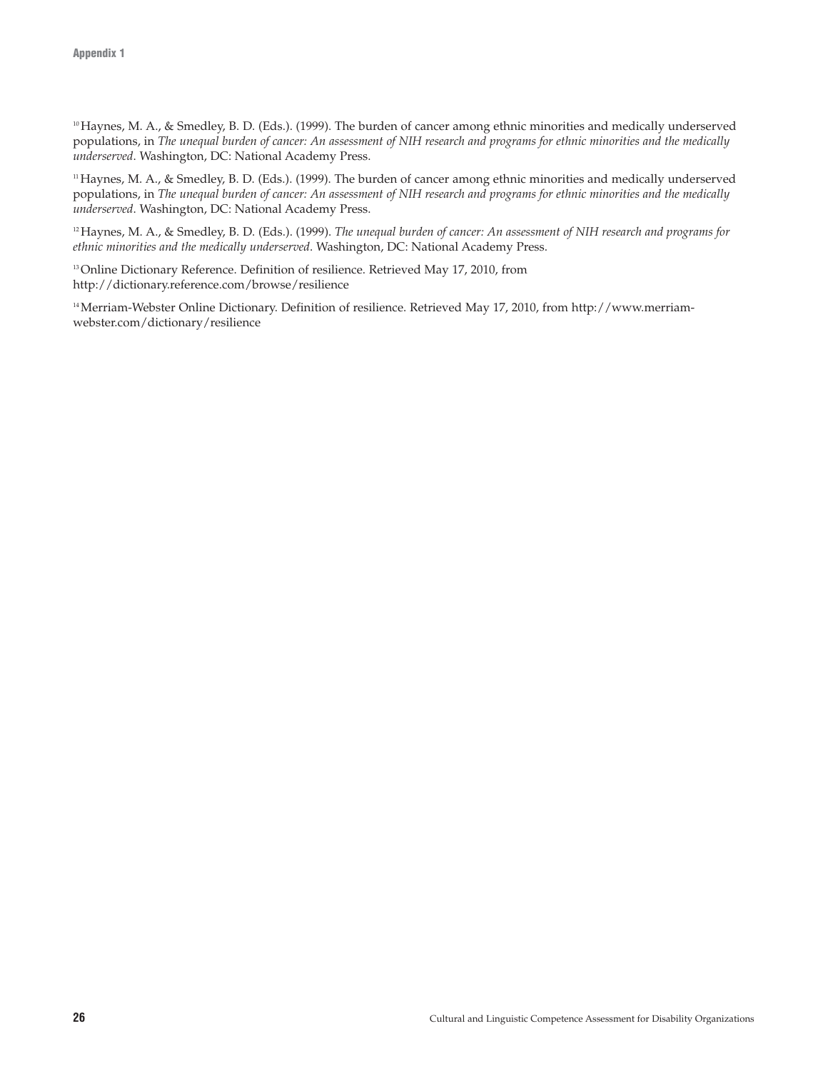[10] Haynes, M. A., & Smedley, B. D. (Eds.). (1999). The burden of cancer among ethnic minorities and medically underserved populations, in *The unequal burden of cancer: An assessment of NIH research and programs for ethnic minorities and the medically underserved*. Washington, DC: National Academy Press.

[11] Haynes, M. A., & Smedley, B. D. (Eds.). (1999). The burden of cancer among ethnic minorities and medically underserved populations, in *The unequal burden of cancer: An assessment of NIH research and programs for ethnic minorities and the medically underserved*. Washington, DC: National Academy Press.

[12] Haynes, M. A., & Smedley, B. D. (Eds.). (1999). *The unequal burden of cancer: An assessment of NIH research and programs for ethnic minorities and the medically underserved*. Washington, DC: National Academy Press.

[13] Online Dictionary Reference. Definition of resilience. Retrieved May 17, 2010, from http://dictionary.reference.com/browse/resilience

[14] Merriam-Webster Online Dictionary. Definition of resilience. Retrieved May 17, 2010, from http://www.merriam-webster.com/dictionary/resilience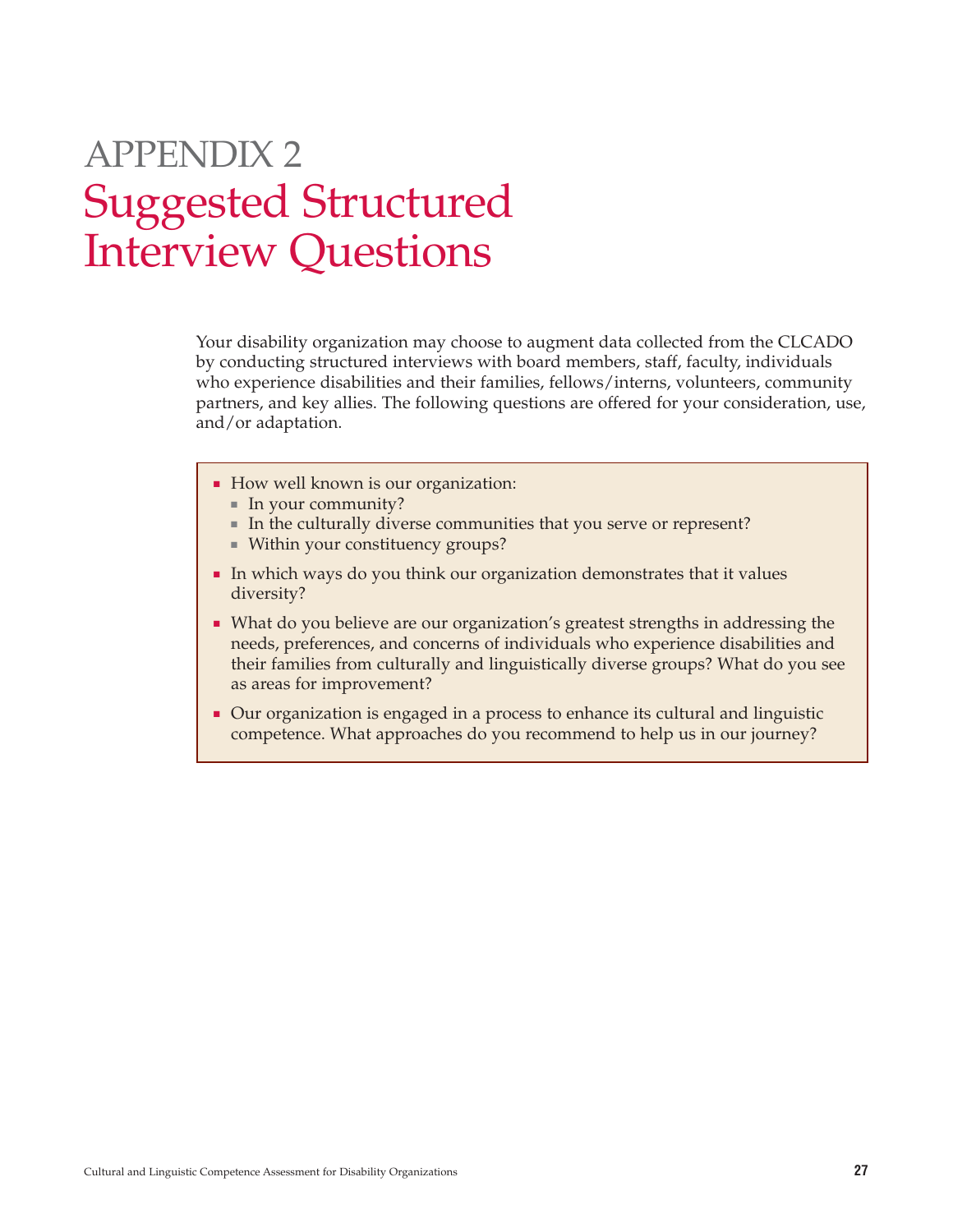# APPENDIX 2
# Suggested Structured Interview Questions

Your disability organization may choose to augment data collected from the CLCADO by conducting structured interviews with board members, staff, faculty, individuals who experience disabilities and their families, fellows/interns, volunteers, community partners, and key allies. The following questions are offered for your consideration, use, and/or adaptation.

- How well known is our organization:
  - In your community?
  - In the culturally diverse communities that you serve or represent?
  - Within your constituency groups?
- In which ways do you think our organization demonstrates that it values diversity?
- What do you believe are our organization's greatest strengths in addressing the needs, preferences, and concerns of individuals who experience disabilities and their families from culturally and linguistically diverse groups? What do you see as areas for improvement?
- Our organization is engaged in a process to enhance its cultural and linguistic competence. What approaches do you recommend to help us in our journey?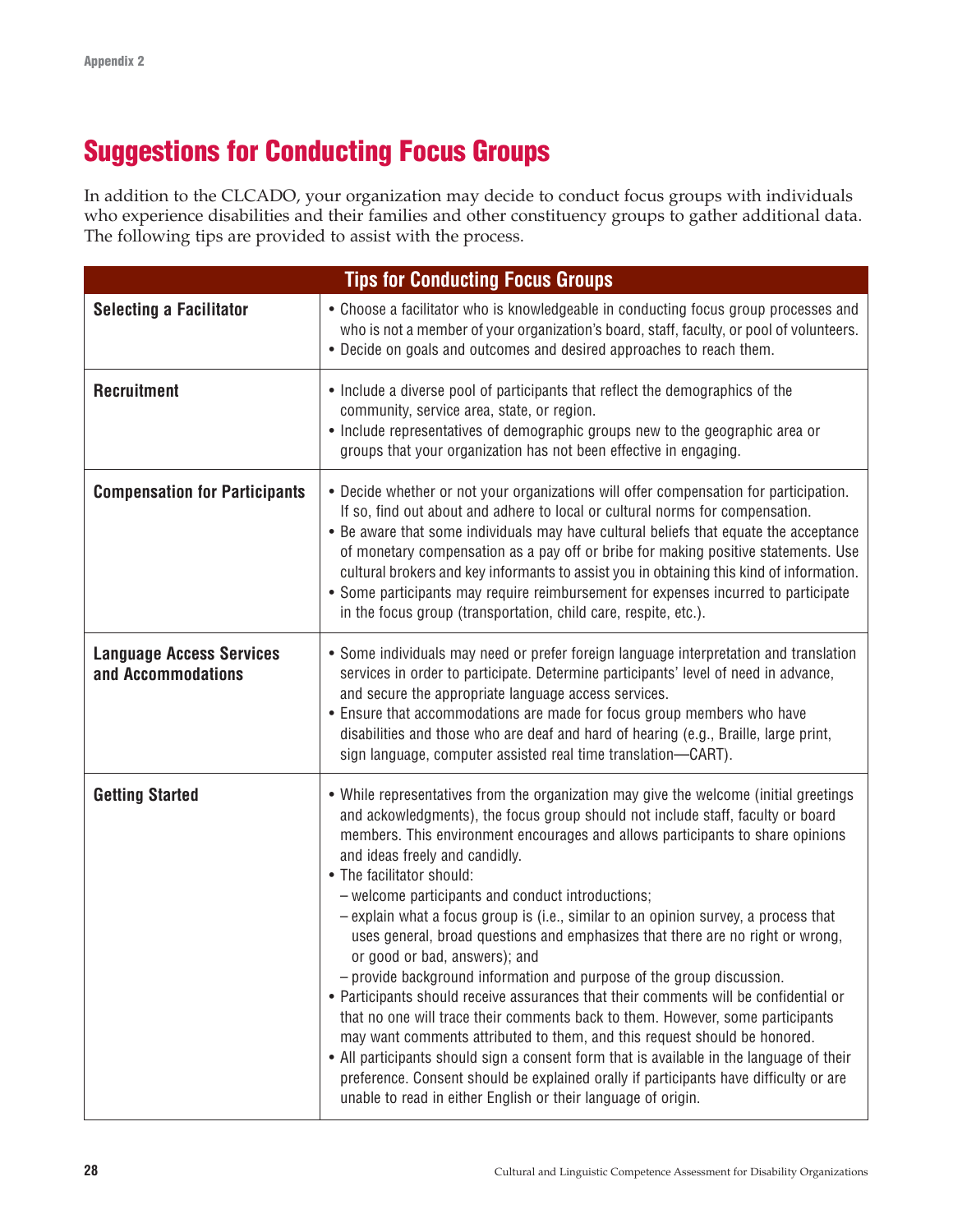# Suggestions for Conducting Focus Groups

In addition to the CLCADO, your organization may decide to conduct focus groups with individuals who experience disabilities and their families and other constituency groups to gather additional data. The following tips are provided to assist with the process.

| Tips for Conducting Focus Groups | |
|---|---|
| **Selecting a Facilitator** | • Choose a facilitator who is knowledgeable in conducting focus group processes and who is not a member of your organization's board, staff, faculty, or pool of volunteers.<br>• Decide on goals and outcomes and desired approaches to reach them. |
| **Recruitment** | • Include a diverse pool of participants that reflect the demographics of the community, service area, state, or region.<br>• Include representatives of demographic groups new to the geographic area or groups that your organization has not been effective in engaging. |
| **Compensation for Participants** | • Decide whether or not your organizations will offer compensation for participation. If so, find out about and adhere to local or cultural norms for compensation.<br>• Be aware that some individuals may have cultural beliefs that equate the acceptance of monetary compensation as a pay off or bribe for making positive statements. Use cultural brokers and key informants to assist you in obtaining this kind of information.<br>• Some participants may require reimbursement for expenses incurred to participate in the focus group (transportation, child care, respite, etc.). |
| **Language Access Services and Accommodations** | • Some individuals may need or prefer foreign language interpretation and translation services in order to participate. Determine participants' level of need in advance, and secure the appropriate language access services.<br>• Ensure that accommodations are made for focus group members who have disabilities and those who are deaf and hard of hearing (e.g., Braille, large print, sign language, computer assisted real time translation—CART). |
| **Getting Started** | • While representatives from the organization may give the welcome (initial greetings and ackowledgments), the focus group should not include staff, faculty or board members. This environment encourages and allows participants to share opinions and ideas freely and candidly.<br>• The facilitator should:<br>– welcome participants and conduct introductions;<br>– explain what a focus group is (i.e., similar to an opinion survey, a process that uses general, broad questions and emphasizes that there are no right or wrong, or good or bad, answers); and<br>– provide background information and purpose of the group discussion.<br>• Participants should receive assurances that their comments will be confidential or that no one will trace their comments back to them. However, some participants may want comments attributed to them, and this request should be honored.<br>• All participants should sign a consent form that is available in the language of their preference. Consent should be explained orally if participants have difficulty or are unable to read in either English or their language of origin. |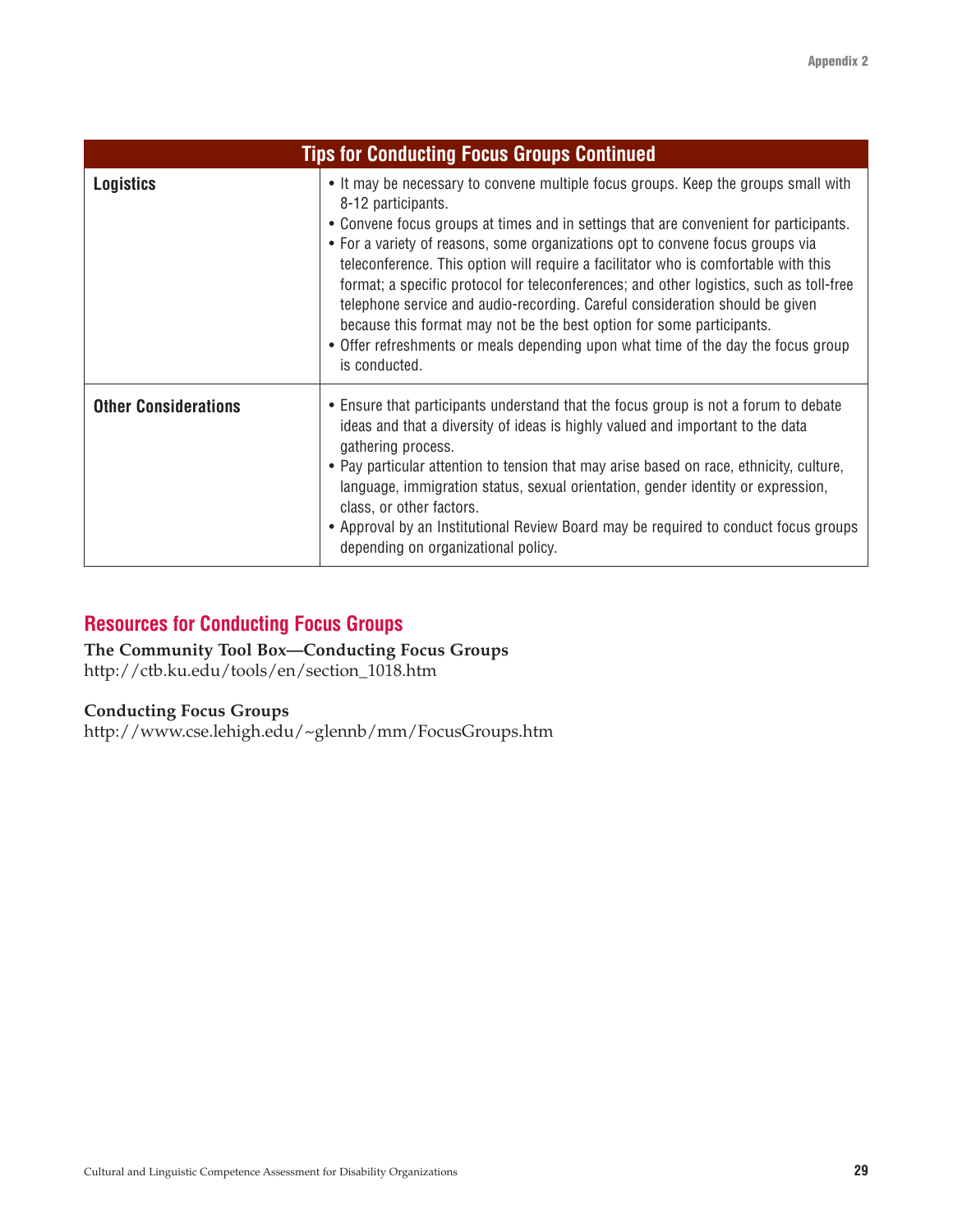| Tips for Conducting Focus Groups Continued | |
|---|---|
| **Logistics** | • It may be necessary to convene multiple focus groups. Keep the groups small with 8-12 participants.<br>• Convene focus groups at times and in settings that are convenient for participants.<br>• For a variety of reasons, some organizations opt to convene focus groups via teleconference. This option will require a facilitator who is comfortable with this format; a specific protocol for teleconferences; and other logistics, such as toll-free telephone service and audio-recording. Careful consideration should be given because this format may not be the best option for some participants.<br>• Offer refreshments or meals depending upon what time of the day the focus group is conducted. |
| **Other Considerations** | • Ensure that participants understand that the focus group is not a forum to debate ideas and that a diversity of ideas is highly valued and important to the data gathering process.<br>• Pay particular attention to tension that may arise based on race, ethnicity, culture, language, immigration status, sexual orientation, gender identity or expression, class, or other factors.<br>• Approval by an Institutional Review Board may be required to conduct focus groups depending on organizational policy. |

## Resources for Conducting Focus Groups

**The Community Tool Box—Conducting Focus Groups**
http://ctb.ku.edu/tools/en/section_1018.htm

**Conducting Focus Groups**
http://www.cse.lehigh.edu/~glennb/mm/FocusGroups.htm